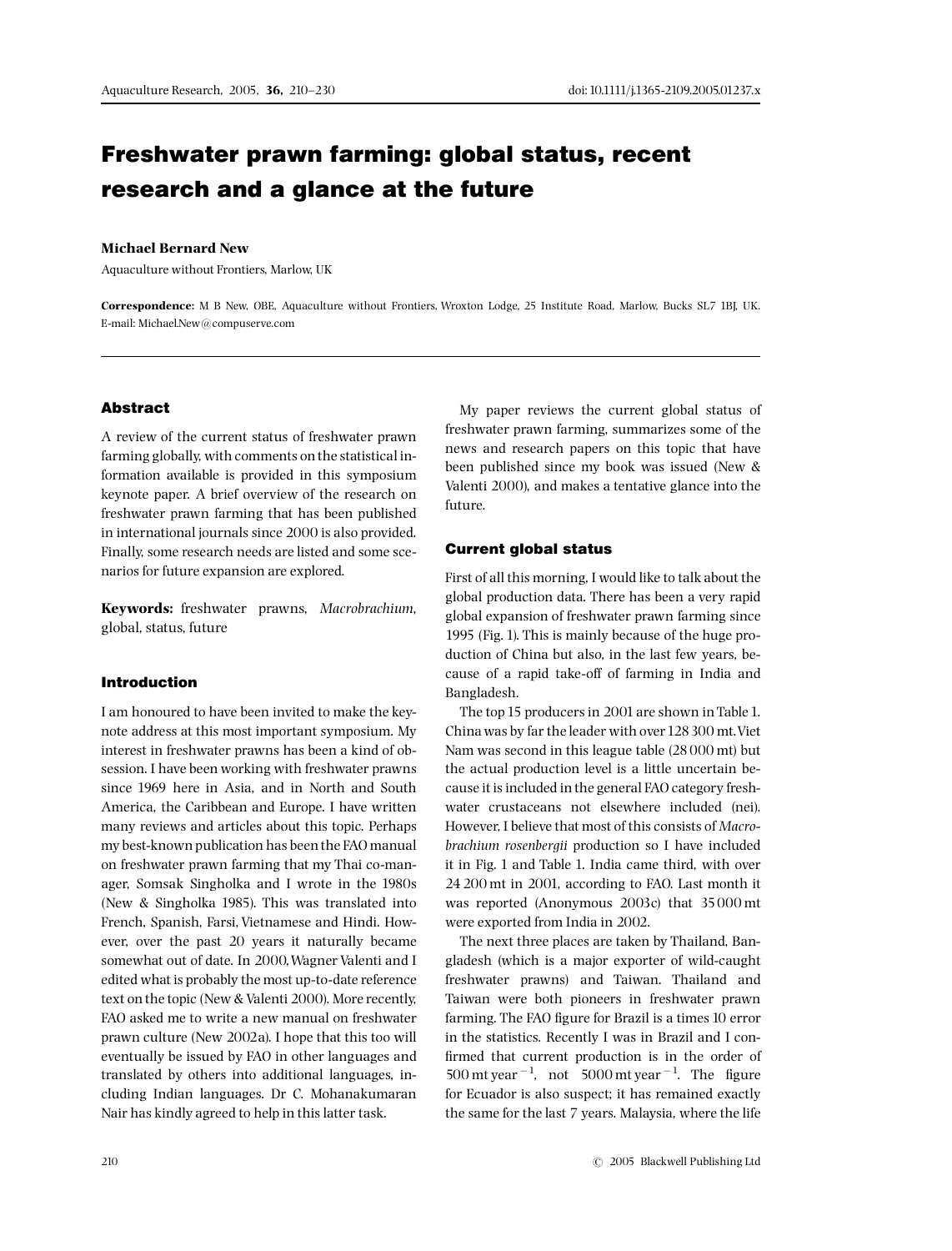# Freshwater prawn farming: global status, recent research and a glance at the future

**Michael Bernard New**

Aquaculture without Frontiers, Marlow, UK

**Correspondence:** M B New, OBE, Aquaculture without Frontiers, Wroxton Lodge, 25 Institute Road, Marlow, Bucks SL7 1BJ, UK. E-mail: Michael.New@compuserve.com

## Abstract

A review of the current status of freshwater prawn farming globally, with comments on the statistical information available is provided in this symposium keynote paper. A brief overview of the research on freshwater prawn farming that has been published in international journals since 2000 is also provided. Finally, some research needs are listed and some scenarios for future expansion are explored.

**Keywords:** freshwater prawns, *Macrobrachium*, global, status, future

## Introduction

I am honoured to have been invited to make the keynote address at this most important symposium. My interest in freshwater prawns has been a kind of obsession. I have been working with freshwater prawns since 1969 here in Asia, and in North and South America, the Caribbean and Europe. I have written many reviews and articles about this topic. Perhaps my best-known publication has been the FAO manual on freshwater prawn farming that my Thai co-manager, Somsak Singholka and I wrote in the 1980s (New & Singholka 1985). This was translated into French, Spanish, Farsi, Vietnamese and Hindi. However, over the past 20 years it naturally became somewhat out of date. In 2000, Wagner Valenti and I edited what is probably the most up-to-date reference text on the topic (New & Valenti 2000). More recently, FAO asked me to write a new manual on freshwater prawn culture (New 2002a). I hope that this too will eventually be issued by FAO in other languages and translated by others into additional languages, including Indian languages. Dr C. Mohanakumaran Nair has kindly agreed to help in this latter task.

My paper reviews the current global status of freshwater prawn farming, summarizes some of the news and research papers on this topic that have been published since my book was issued (New & Valenti 2000), and makes a tentative glance into the future.

## Current global status

First of all this morning, I would like to talk about the global production data. There has been a very rapid global expansion of freshwater prawn farming since 1995 (Fig. 1). This is mainly because of the huge production of China but also, in the last few years, because of a rapid take-off of farming in India and Bangladesh.

The top 15 producers in 2001 are shown in Table 1. China was by far the leader with over 128 300 mt. Viet Nam was second in this league table (28 000 mt) but the actual production level is a little uncertain because it is included in the general FAO category freshwater crustaceans not elsewhere included (nei). However, I believe that most of this consists of *Macrobrachium rosenbergii* production so I have included it in Fig. 1 and Table 1. India came third, with over 24 200 mt in 2001, according to FAO. Last month it was reported (Anonymous 2003c) that 35 000 mt were exported from India in 2002.

The next three places are taken by Thailand, Bangladesh (which is a major exporter of wild-caught freshwater prawns) and Taiwan. Thailand and Taiwan were both pioneers in freshwater prawn farming. The FAO figure for Brazil is a times 10 error in the statistics. Recently I was in Brazil and I confirmed that current production is in the order of 500 mt year$^{-1}$, not 5000 mt year$^{-1}$. The figure for Ecuador is also suspect; it has remained exactly the same for the last 7 years. Malaysia, where the life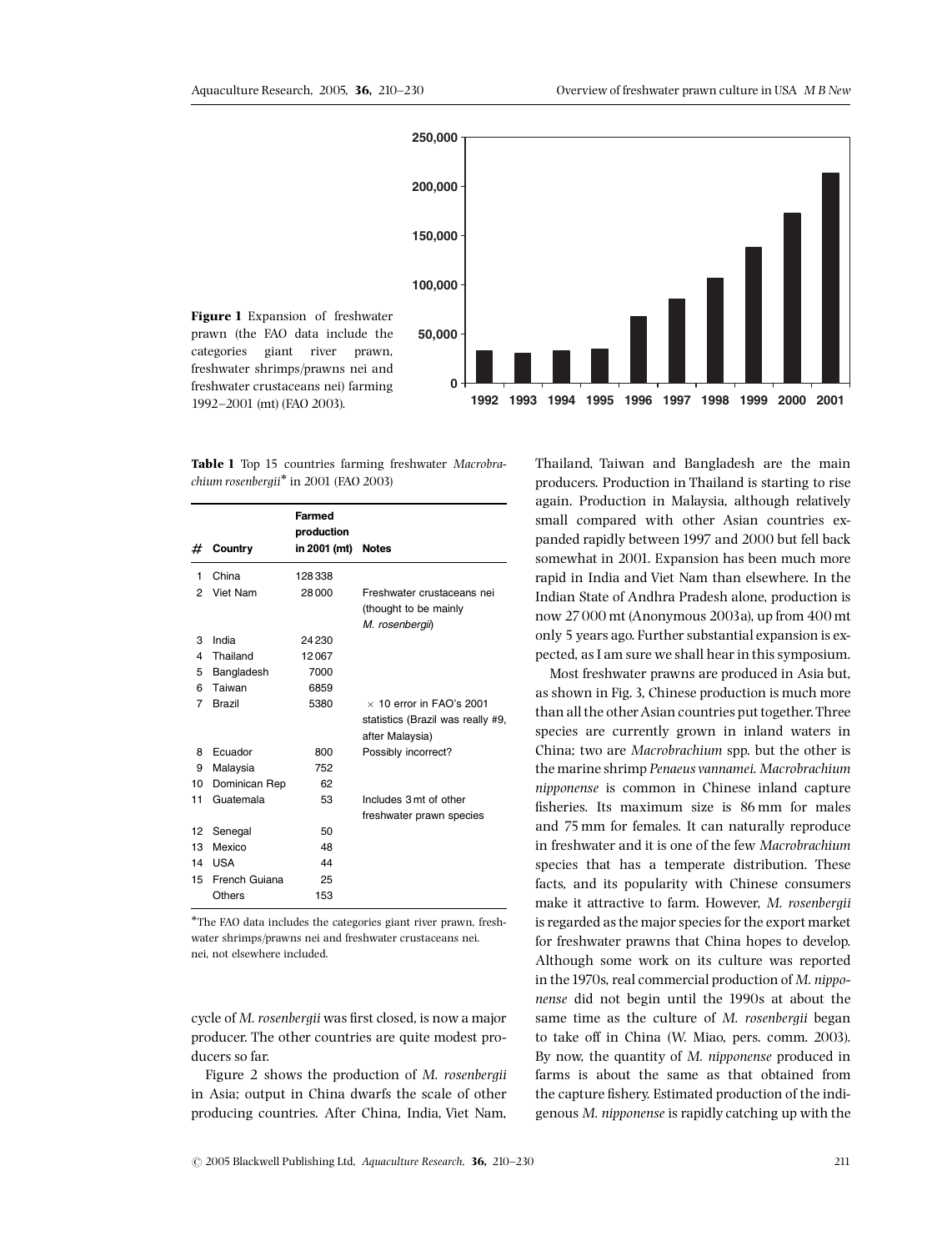**Figure 1** Expansion of freshwater prawn (the FAO data include the categories giant river prawn, freshwater shrimps/prawns nei and freshwater crustaceans nei) farming 1992–2001 (mt) (FAO 2003).

**Table 1** Top 15 countries farming freshwater *Macrobrachium rosenbergii** in 2001 (FAO 2003)

| # | Country | Farmed production in 2001 (mt) | Notes |
|---|---|---|---|
| 1 | China | 128 338 | |
| 2 | Viet Nam | 28 000 | Freshwater crustaceans nei (thought to be mainly *M. rosenbergii*) |
| 3 | India | 24 230 | |
| 4 | Thailand | 12 067 | |
| 5 | Bangladesh | 7000 | |
| 6 | Taiwan | 6859 | |
| 7 | Brazil | 5380 | × 10 error in FAO's 2001 statistics (Brazil was really #9, after Malaysia) |
| 8 | Ecuador | 800 | Possibly incorrect? |
| 9 | Malaysia | 752 | |
| 10 | Dominican Rep | 62 | |
| 11 | Guatemala | 53 | Includes 3 mt of other freshwater prawn species |
| 12 | Senegal | 50 | |
| 13 | Mexico | 48 | |
| 14 | USA | 44 | |
| 15 | French Guiana | 25 | |
| | Others | 153 | |

*The FAO data includes the categories giant river prawn, freshwater shrimps/prawns nei and freshwater crustaceans nei. nei, not elsewhere included.

cycle of *M. rosenbergii* was first closed, is now a major producer. The other countries are quite modest producers so far.

Figure 2 shows the production of *M. rosenbergii* in Asia; output in China dwarfs the scale of other producing countries. After China, India, Viet Nam, Thailand, Taiwan and Bangladesh are the main producers. Production in Thailand is starting to rise again. Production in Malaysia, although relatively small compared with other Asian countries expanded rapidly between 1997 and 2000 but fell back somewhat in 2001. Expansion has been much more rapid in India and Viet Nam than elsewhere. In the Indian State of Andhra Pradesh alone, production is now 27 000 mt (Anonymous 2003a), up from 400 mt only 5 years ago. Further substantial expansion is expected, as I am sure we shall hear in this symposium.

Most freshwater prawns are produced in Asia but, as shown in Fig. 3, Chinese production is much more than all the other Asian countries put together. Three species are currently grown in inland waters in China; two are *Macrobrachium* spp. but the other is the marine shrimp *Penaeus vannamei*. *Macrobrachium nipponense* is common in Chinese inland capture fisheries. Its maximum size is 86 mm for males and 75 mm for females. It can naturally reproduce in freshwater and it is one of the few *Macrobrachium* species that has a temperate distribution. These facts, and its popularity with Chinese consumers make it attractive to farm. However, *M. rosenbergii* is regarded as the major species for the export market for freshwater prawns that China hopes to develop. Although some work on its culture was reported in the 1970s, real commercial production of *M. nipponense* did not begin until the 1990s at about the same time as the culture of *M. rosenbergii* began to take off in China (W. Miao, pers. comm. 2003). By now, the quantity of *M. nipponense* produced in farms is about the same as that obtained from the capture fishery. Estimated production of the indigenous *M. nipponense* is rapidly catching up with the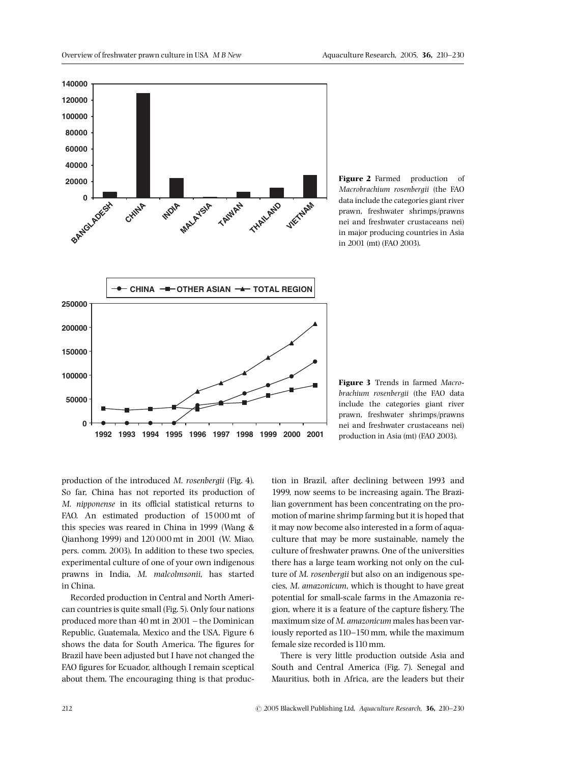**Figure 2** Farmed production of *Macrobrachium rosenbergii* (the FAO data include the categories giant river prawn, freshwater shrimps/prawns nei and freshwater crustaceans nei) in major producing countries in Asia in 2001 (mt) (FAO 2003).

**Figure 3** Trends in farmed *Macrobrachium rosenbergii* (the FAO data include the categories giant river prawn, freshwater shrimps/prawns nei and freshwater crustaceans nei) production in Asia (mt) (FAO 2003).

production of the introduced *M. rosenbergii* (Fig. 4). So far, China has not reported its production of *M. nipponense* in its official statistical returns to FAO. An estimated production of 15 000 mt of this species was reared in China in 1999 (Wang & Qianhong 1999) and 120 000 mt in 2001 (W. Miao, pers. comm. 2003). In addition to these two species, experimental culture of one of your own indigenous prawns in India, *M. malcolmsonii*, has started in China.

Recorded production in Central and North American countries is quite small (Fig. 5). Only four nations produced more than 40 mt in 2001 – the Dominican Republic, Guatemala, Mexico and the USA. Figure 6 shows the data for South America. The figures for Brazil have been adjusted but I have not changed the FAO figures for Ecuador, although I remain sceptical about them. The encouraging thing is that production in Brazil, after declining between 1993 and 1999, now seems to be increasing again. The Brazilian government has been concentrating on the promotion of marine shrimp farming but it is hoped that it may now become also interested in a form of aquaculture that may be more sustainable, namely the culture of freshwater prawns. One of the universities there has a large team working not only on the culture of *M. rosenbergii* but also on an indigenous species, *M. amazonicum*, which is thought to have great potential for small-scale farms in the Amazonia region, where it is a feature of the capture fishery. The maximum size of *M. amazonicum* males has been variously reported as 110–150 mm, while the maximum female size recorded is 110 mm.

There is very little production outside Asia and South and Central America (Fig. 7). Senegal and Mauritius, both in Africa, are the leaders but their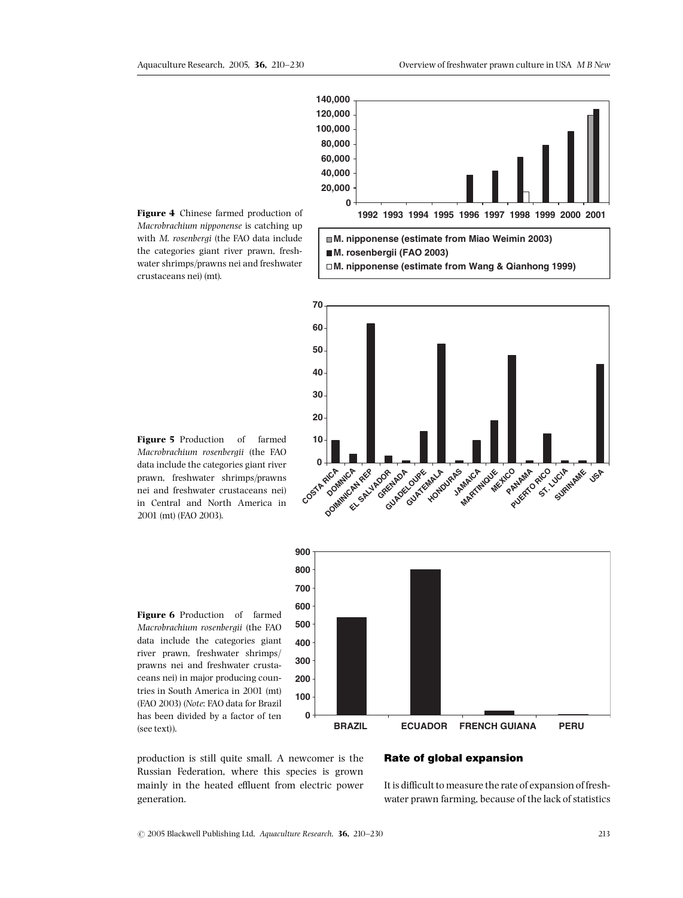**Figure 4** Chinese farmed production of *Macrobrachium nipponense* is catching up with *M. rosenbergi* (the FAO data include the categories giant river prawn, freshwater shrimps/prawns nei and freshwater crustaceans nei) (mt).

**Figure 5** Production of farmed *Macrobrachium rosenbergii* (the FAO data include the categories giant river prawn, freshwater shrimps/prawns nei and freshwater crustaceans nei) in Central and North America in 2001 (mt) (FAO 2003).

**Figure 6** Production of farmed *Macrobrachium rosenbergii* (the FAO data include the categories giant river prawn, freshwater shrimps/prawns nei and freshwater crustaceans nei) in major producing countries in South America in 2001 (mt) (FAO 2003) (*Note*: FAO data for Brazil has been divided by a factor of ten (see text)).

production is still quite small. A newcomer is the Russian Federation, where this species is grown mainly in the heated effluent from electric power generation.

## Rate of global expansion

It is difficult to measure the rate of expansion of freshwater prawn farming, because of the lack of statistics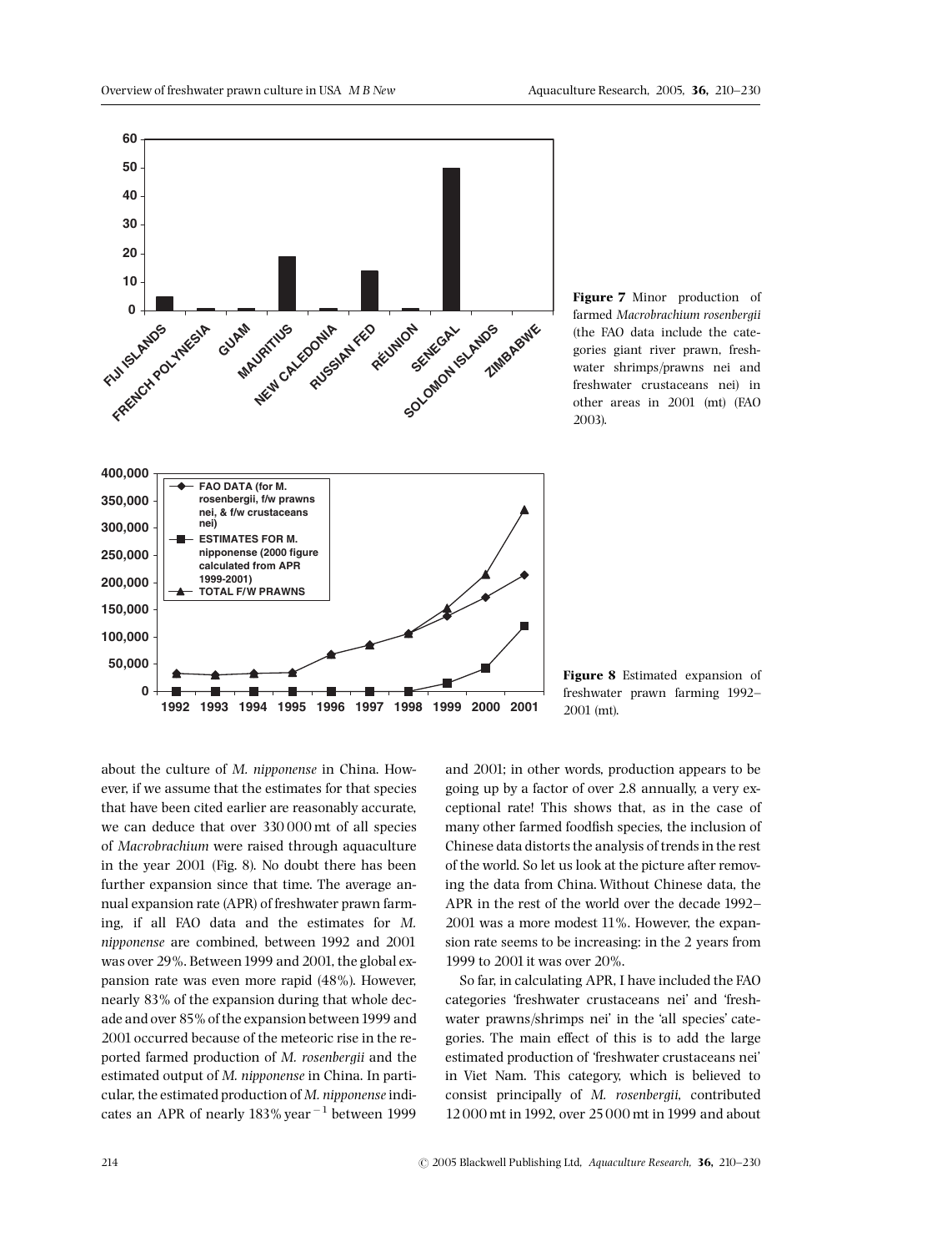**Figure 7** Minor production of farmed *Macrobrachium rosenbergii* (the FAO data include the categories giant river prawn, freshwater shrimps/prawns nei and freshwater crustaceans nei) in other areas in 2001 (mt) (FAO 2003).

**Figure 8** Estimated expansion of freshwater prawn farming 1992–2001 (mt).

about the culture of *M. nipponense* in China. However, if we assume that the estimates for that species that have been cited earlier are reasonably accurate, we can deduce that over 330 000 mt of all species of *Macrobrachium* were raised through aquaculture in the year 2001 (Fig. 8). No doubt there has been further expansion since that time. The average annual expansion rate (APR) of freshwater prawn farming, if all FAO data and the estimates for *M. nipponense* are combined, between 1992 and 2001 was over 29%. Between 1999 and 2001, the global expansion rate was even more rapid (48%). However, nearly 83% of the expansion during that whole decade and over 85% of the expansion between 1999 and 2001 occurred because of the meteoric rise in the reported farmed production of *M. rosenbergii* and the estimated output of *M. nipponense* in China. In particular, the estimated production of *M. nipponense* indicates an APR of nearly 183% year$^{-1}$ between 1999 and 2001; in other words, production appears to be going up by a factor of over 2.8 annually, a very exceptional rate! This shows that, as in the case of many other farmed foodfish species, the inclusion of Chinese data distorts the analysis of trends in the rest of the world. So let us look at the picture after removing the data from China. Without Chinese data, the APR in the rest of the world over the decade 1992–2001 was a more modest 11%. However, the expansion rate seems to be increasing: in the 2 years from 1999 to 2001 it was over 20%.

So far, in calculating APR, I have included the FAO categories 'freshwater crustaceans nei' and 'freshwater prawns/shrimps nei' in the 'all species' categories. The main effect of this is to add the large estimated production of 'freshwater crustaceans nei' in Viet Nam. This category, which is believed to consist principally of *M. rosenbergii*, contributed 12 000 mt in 1992, over 25 000 mt in 1999 and about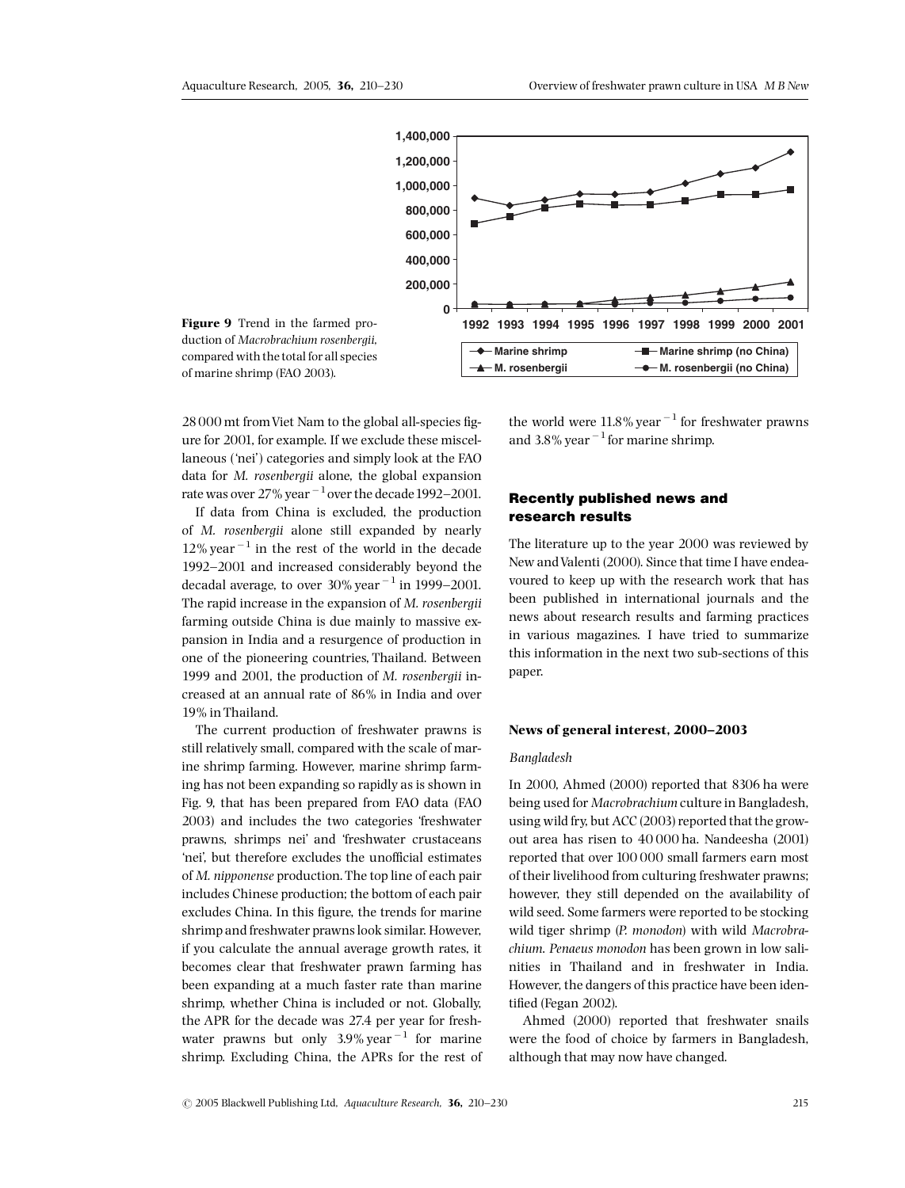**Figure 9** Trend in the farmed production of *Macrobrachium rosenbergii*, compared with the total for all species of marine shrimp (FAO 2003).

28 000 mt from Viet Nam to the global all-species figure for 2001, for example. If we exclude these miscellaneous ('nei') categories and simply look at the FAO data for *M. rosenbergii* alone, the global expansion rate was over 27% year$^{-1}$ over the decade 1992–2001.

If data from China is excluded, the production of *M. rosenbergii* alone still expanded by nearly 12% year$^{-1}$ in the rest of the world in the decade 1992–2001 and increased considerably beyond the decadal average, to over 30% year$^{-1}$ in 1999–2001. The rapid increase in the expansion of *M. rosenbergii* farming outside China is due mainly to massive expansion in India and a resurgence of production in one of the pioneering countries, Thailand. Between 1999 and 2001, the production of *M. rosenbergii* increased at an annual rate of 86% in India and over 19% in Thailand.

The current production of freshwater prawns is still relatively small, compared with the scale of marine shrimp farming. However, marine shrimp farming has not been expanding so rapidly as is shown in Fig. 9, that has been prepared from FAO data (FAO 2003) and includes the two categories 'freshwater prawns, shrimps nei' and 'freshwater crustaceans 'nei', but therefore excludes the unofficial estimates of *M. nipponense* production. The top line of each pair includes Chinese production; the bottom of each pair excludes China. In this figure, the trends for marine shrimp and freshwater prawns look similar. However, if you calculate the annual average growth rates, it becomes clear that freshwater prawn farming has been expanding at a much faster rate than marine shrimp, whether China is included or not. Globally, the APR for the decade was 27.4 per year for freshwater prawns but only 3.9% year$^{-1}$ for marine shrimp. Excluding China, the APRs for the rest of the world were 11.8% year$^{-1}$ for freshwater prawns and 3.8% year$^{-1}$ for marine shrimp.

## Recently published news and research results

The literature up to the year 2000 was reviewed by New and Valenti (2000). Since that time I have endeavoured to keep up with the research work that has been published in international journals and the news about research results and farming practices in various magazines. I have tried to summarize this information in the next two sub-sections of this paper.

### News of general interest, 2000–2003

#### *Bangladesh*

In 2000, Ahmed (2000) reported that 8306 ha were being used for *Macrobrachium* culture in Bangladesh, using wild fry, but ACC (2003) reported that the grow-out area has risen to 40 000 ha. Nandeesha (2001) reported that over 100 000 small farmers earn most of their livelihood from culturing freshwater prawns; however, they still depended on the availability of wild seed. Some farmers were reported to be stocking wild tiger shrimp (*P. monodon*) with wild *Macrobrachium*. *Penaeus monodon* has been grown in low salinities in Thailand and in freshwater in India. However, the dangers of this practice have been identified (Fegan 2002).

Ahmed (2000) reported that freshwater snails were the food of choice by farmers in Bangladesh, although that may now have changed.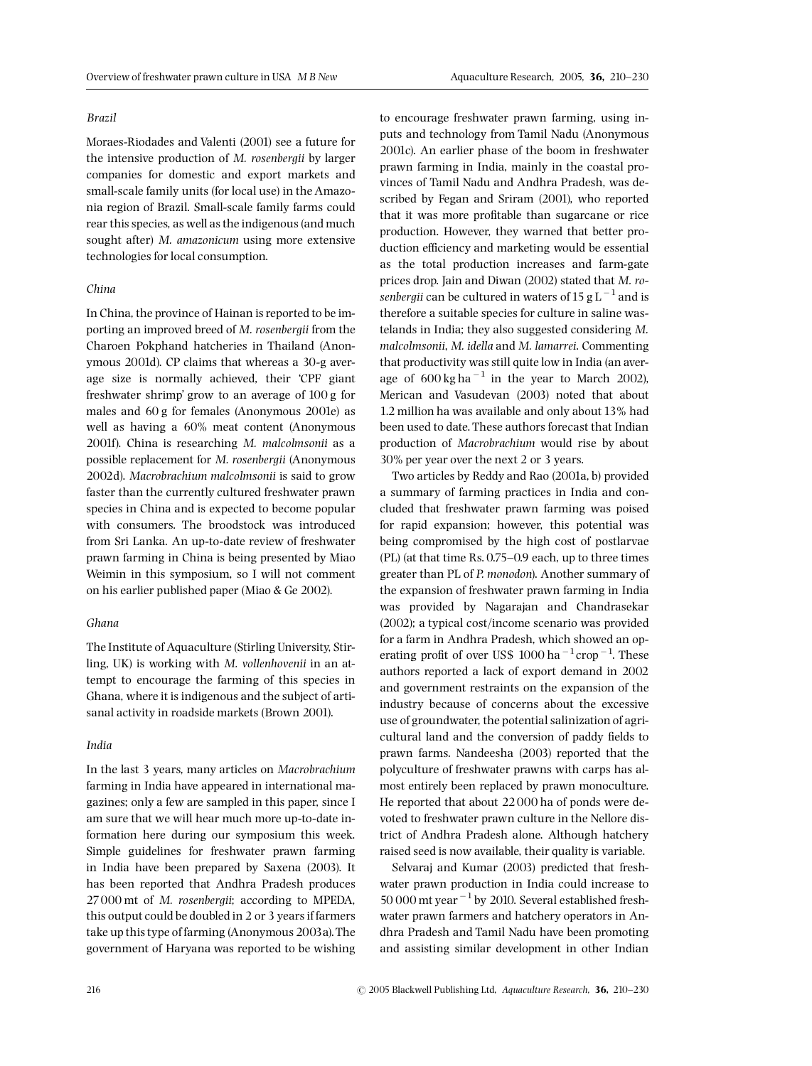### Brazil

Moraes-Riodades and Valenti (2001) see a future for the intensive production of *M. rosenbergii* by larger companies for domestic and export markets and small-scale family units (for local use) in the Amazonia region of Brazil. Small-scale family farms could rear this species, as well as the indigenous (and much sought after) *M. amazonicum* using more extensive technologies for local consumption.

### China

In China, the province of Hainan is reported to be importing an improved breed of *M. rosenbergii* from the Charoen Pokphand hatcheries in Thailand (Anonymous 2001d). CP claims that whereas a 30-g average size is normally achieved, their 'CPF giant freshwater shrimp' grow to an average of 100 g for males and 60 g for females (Anonymous 2001e) as well as having a 60% meat content (Anonymous 2001f). China is researching *M. malcolmsonii* as a possible replacement for *M. rosenbergii* (Anonymous 2002d). *Macrobrachium malcolmsonii* is said to grow faster than the currently cultured freshwater prawn species in China and is expected to become popular with consumers. The broodstock was introduced from Sri Lanka. An up-to-date review of freshwater prawn farming in China is being presented by Miao Weimin in this symposium, so I will not comment on his earlier published paper (Miao & Ge 2002).

### Ghana

The Institute of Aquaculture (Stirling University, Stirling, UK) is working with *M. vollenhovenii* in an attempt to encourage the farming of this species in Ghana, where it is indigenous and the subject of artisanal activity in roadside markets (Brown 2001).

### India

In the last 3 years, many articles on *Macrobrachium* farming in India have appeared in international magazines; only a few are sampled in this paper, since I am sure that we will hear much more up-to-date information here during our symposium this week. Simple guidelines for freshwater prawn farming in India have been prepared by Saxena (2003). It has been reported that Andhra Pradesh produces 27 000 mt of *M. rosenbergii*; according to MPEDA, this output could be doubled in 2 or 3 years if farmers take up this type of farming (Anonymous 2003a). The government of Haryana was reported to be wishing to encourage freshwater prawn farming, using inputs and technology from Tamil Nadu (Anonymous 2001c). An earlier phase of the boom in freshwater prawn farming in India, mainly in the coastal provinces of Tamil Nadu and Andhra Pradesh, was described by Fegan and Sriram (2001), who reported that it was more profitable than sugarcane or rice production. However, they warned that better production efficiency and marketing would be essential as the total production increases and farm-gate prices drop. Jain and Diwan (2002) stated that *M. rosenbergii* can be cultured in waters of 15 g $L^{-1}$ and is therefore a suitable species for culture in saline wastelands in India; they also suggested considering *M. malcolmsonii*, *M. idella* and *M. lamarrei*. Commenting that productivity was still quite low in India (an average of 600 kg $ha^{-1}$ in the year to March 2002), Merican and Vasudevan (2003) noted that about 1.2 million ha was available and only about 13% had been used to date. These authors forecast that Indian production of *Macrobrachium* would rise by about 30% per year over the next 2 or 3 years.

Two articles by Reddy and Rao (2001a, b) provided a summary of farming practices in India and concluded that freshwater prawn farming was poised for rapid expansion; however, this potential was being compromised by the high cost of postlarvae (PL) (at that time Rs. 0.75–0.9 each, up to three times greater than PL of *P. monodon*). Another summary of the expansion of freshwater prawn farming in India was provided by Nagarajan and Chandrasekar (2002); a typical cost/income scenario was provided for a farm in Andhra Pradesh, which showed an operating profit of over US$ 1000 $ha^{-1}$ $crop^{-1}$. These authors reported a lack of export demand in 2002 and government restraints on the expansion of the industry because of concerns about the excessive use of groundwater, the potential salinization of agricultural land and the conversion of paddy fields to prawn farms. Nandeesha (2003) reported that the polyculture of freshwater prawns with carps has almost entirely been replaced by prawn monoculture. He reported that about 22 000 ha of ponds were devoted to freshwater prawn culture in the Nellore district of Andhra Pradesh alone. Although hatchery raised seed is now available, their quality is variable.

Selvaraj and Kumar (2003) predicted that freshwater prawn production in India could increase to 50 000 mt $year^{-1}$ by 2010. Several established freshwater prawn farmers and hatchery operators in Andhra Pradesh and Tamil Nadu have been promoting and assisting similar development in other Indian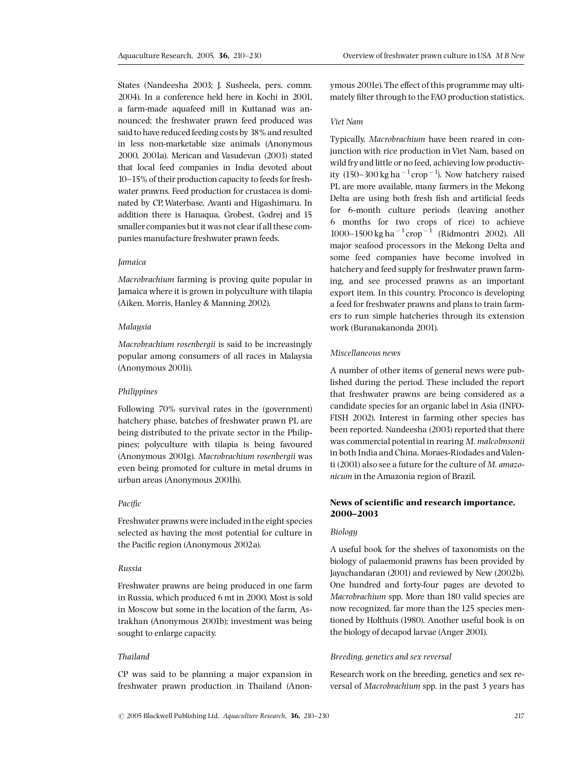States (Nandeesha 2003; J. Susheela, pers. comm. 2004). In a conference held here in Kochi in 2001, a farm-made aquafeed mill in Kuttanad was announced; the freshwater prawn feed produced was said to have reduced feeding costs by 38% and resulted in less non-marketable size animals (Anonymous 2000, 2001a). Merican and Vasudevan (2003) stated that local feed companies in India devoted about 10–15% of their production capacity to feeds for freshwater prawns. Feed production for crustacea is dominated by CP, Waterbase, Avanti and Higashimaru. In addition there is Hanaqua, Grobest, Godrej and 15 smaller companies but it was not clear if all these companies manufacture freshwater prawn feeds.

### *Jamaica*

*Macrobrachium* farming is proving quite popular in Jamaica where it is grown in polyculture with tilapia (Aiken, Morris, Hanley & Manning 2002).

### *Malaysia*

*Macrobrachium rosenbergii* is said to be increasingly popular among consumers of all races in Malaysia (Anonymous 2001i).

### *Philippines*

Following 70% survival rates in the (government) hatchery phase, batches of freshwater prawn PL are being distributed to the private sector in the Philippines; polyculture with tilapia is being favoured (Anonymous 2001g). *Macrobrachium rosenbergii* was even being promoted for culture in metal drums in urban areas (Anonymous 2001h).

### *Pacific*

Freshwater prawns were included in the eight species selected as having the most potential for culture in the Pacific region (Anonymous 2002a).

### *Russia*

Freshwater prawns are being produced in one farm in Russia, which produced 6 mt in 2000. Most is sold in Moscow but some in the location of the farm, Astrakhan (Anonymous 2001b); investment was being sought to enlarge capacity.

### *Thailand*

CP was said to be planning a major expansion in freshwater prawn production in Thailand (Anonymous 2001e). The effect of this programme may ultimately filter through to the FAO production statistics.

### *Viet Nam*

Typically, *Macrobrachium* have been reared in conjunction with rice production in Viet Nam, based on wild fry and little or no feed, achieving low productivity (150–300 $\text{kg ha}^{-1}\text{crop}^{-1}$). Now hatchery raised PL are more available, many farmers in the Mekong Delta are using both fresh fish and artificial feeds for 6-month culture periods (leaving another 6 months for two crops of rice) to achieve 1000–1500 $\text{kg ha}^{-1}\text{crop}^{-1}$ (Ridmontri 2002). All major seafood processors in the Mekong Delta and some feed companies have become involved in hatchery and feed supply for freshwater prawn farming, and see processed prawns as an important export item. In this country, Proconco is developing a feed for freshwater prawns and plans to train farmers to run simple hatcheries through its extension work (Buranakanonda 2001).

### *Miscellaneous news*

A number of other items of general news were published during the period. These included the report that freshwater prawns are being considered as a candidate species for an organic label in Asia (INFOFISH 2002). Interest in farming other species has been reported. Nandeesha (2003) reported that there was commercial potential in rearing *M. malcolmsonii* in both India and China. Moraes-Riodades and Valenti (2001) also see a future for the culture of *M. amazonicum* in the Amazonia region of Brazil.

## News of scientific and research importance, 2000–2003

### *Biology*

A useful book for the shelves of taxonomists on the biology of palaemonid prawns has been provided by Jayachandaran (2001) and reviewed by New (2002b). One hundred and forty-four pages are devoted to *Macrobrachium* spp. More than 180 valid species are now recognized, far more than the 125 species mentioned by Holthuis (1980). Another useful book is on the biology of decapod larvae (Anger 2001).

### *Breeding, genetics and sex reversal*

Research work on the breeding, genetics and sex reversal of *Macrobrachium* spp. in the past 3 years has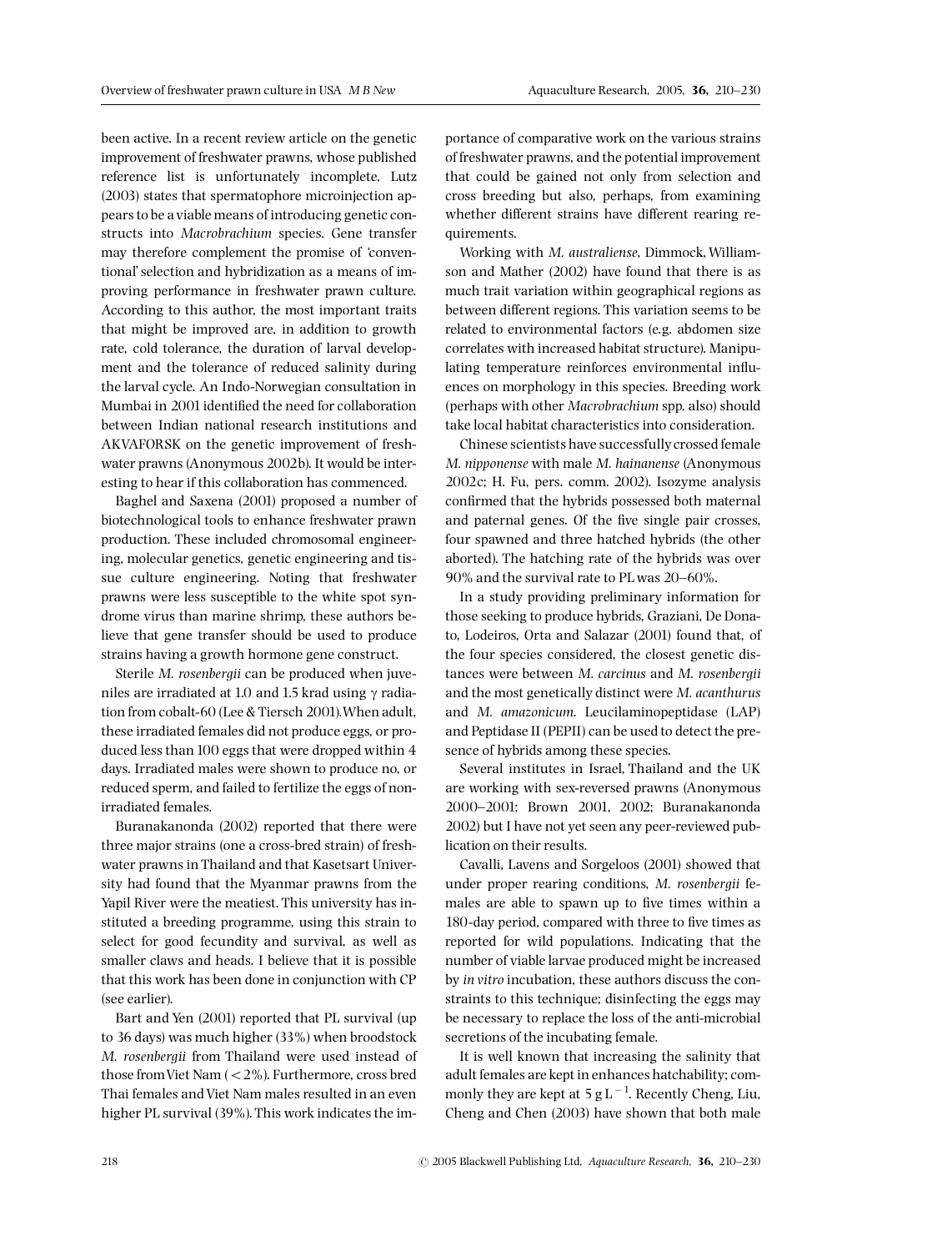been active. In a recent review article on the genetic improvement of freshwater prawns, whose published reference list is unfortunately incomplete, Lutz (2003) states that spermatophore microinjection appears to be a viable means of introducing genetic constructs into *Macrobrachium* species. Gene transfer may therefore complement the promise of 'conventional' selection and hybridization as a means of improving performance in freshwater prawn culture. According to this author, the most important traits that might be improved are, in addition to growth rate, cold tolerance, the duration of larval development and the tolerance of reduced salinity during the larval cycle. An Indo-Norwegian consultation in Mumbai in 2001 identified the need for collaboration between Indian national research institutions and AKVAFORSK on the genetic improvement of freshwater prawns (Anonymous 2002b). It would be interesting to hear if this collaboration has commenced.

Baghel and Saxena (2001) proposed a number of biotechnological tools to enhance freshwater prawn production. These included chromosomal engineering, molecular genetics, genetic engineering and tissue culture engineering. Noting that freshwater prawns were less susceptible to the white spot syndrome virus than marine shrimp, these authors believe that gene transfer should be used to produce strains having a growth hormone gene construct.

Sterile *M. rosenbergii* can be produced when juveniles are irradiated at 1.0 and 1.5 krad using $\gamma$ radiation from cobalt-60 (Lee & Tiersch 2001). When adult, these irradiated females did not produce eggs, or produced less than 100 eggs that were dropped within 4 days. Irradiated males were shown to produce no, or reduced sperm, and failed to fertilize the eggs of non-irradiated females.

Buranakanonda (2002) reported that there were three major strains (one a cross-bred strain) of freshwater prawns in Thailand and that Kasetsart University had found that the Myanmar prawns from the Yapil River were the meatiest. This university has instituted a breeding programme, using this strain to select for good fecundity and survival, as well as smaller claws and heads. I believe that it is possible that this work has been done in conjunction with CP (see earlier).

Bart and Yen (2001) reported that PL survival (up to 36 days) was much higher (33%) when broodstock *M. rosenbergii* from Thailand were used instead of those from Viet Nam (< 2%). Furthermore, cross bred Thai females and Viet Nam males resulted in an even higher PL survival (39%). This work indicates the importance of comparative work on the various strains of freshwater prawns, and the potential improvement that could be gained not only from selection and cross breeding but also, perhaps, from examining whether different strains have different rearing requirements.

Working with *M. australiense*, Dimmock, Williamson and Mather (2002) have found that there is as much trait variation within geographical regions as between different regions. This variation seems to be related to environmental factors (e.g. abdomen size correlates with increased habitat structure). Manipulating temperature reinforces environmental influences on morphology in this species. Breeding work (perhaps with other *Macrobrachium* spp. also) should take local habitat characteristics into consideration.

Chinese scientists have successfully crossed female *M. nipponense* with male *M. hainanense* (Anonymous 2002c; H. Fu, pers. comm. 2002). Isozyme analysis confirmed that the hybrids possessed both maternal and paternal genes. Of the five single pair crosses, four spawned and three hatched hybrids (the other aborted). The hatching rate of the hybrids was over 90% and the survival rate to PL was 20–60%.

In a study providing preliminary information for those seeking to produce hybrids, Graziani, De Donato, Lodeiros, Orta and Salazar (2001) found that, of the four species considered, the closest genetic distances were between *M. carcinus* and *M. rosenbergii* and the most genetically distinct were *M. acanthurus* and *M. amazonicum*. Leucilaminopeptidase (LAP) and Peptidase II (PEPII) can be used to detect the presence of hybrids among these species.

Several institutes in Israel, Thailand and the UK are working with sex-reversed prawns (Anonymous 2000–2001; Brown 2001, 2002; Buranakanonda 2002) but I have not yet seen any peer-reviewed publication on their results.

Cavalli, Lavens and Sorgeloos (2001) showed that under proper rearing conditions, *M. rosenbergii* females are able to spawn up to five times within a 180-day period, compared with three to five times as reported for wild populations. Indicating that the number of viable larvae produced might be increased by *in vitro* incubation, these authors discuss the constraints to this technique; disinfecting the eggs may be necessary to replace the loss of the anti-microbial secretions of the incubating female.

It is well known that increasing the salinity that adult females are kept in enhances hatchability; commonly they are kept at $5\ \mathrm{g\,L^{-1}}$. Recently Cheng, Liu, Cheng and Chen (2003) have shown that both male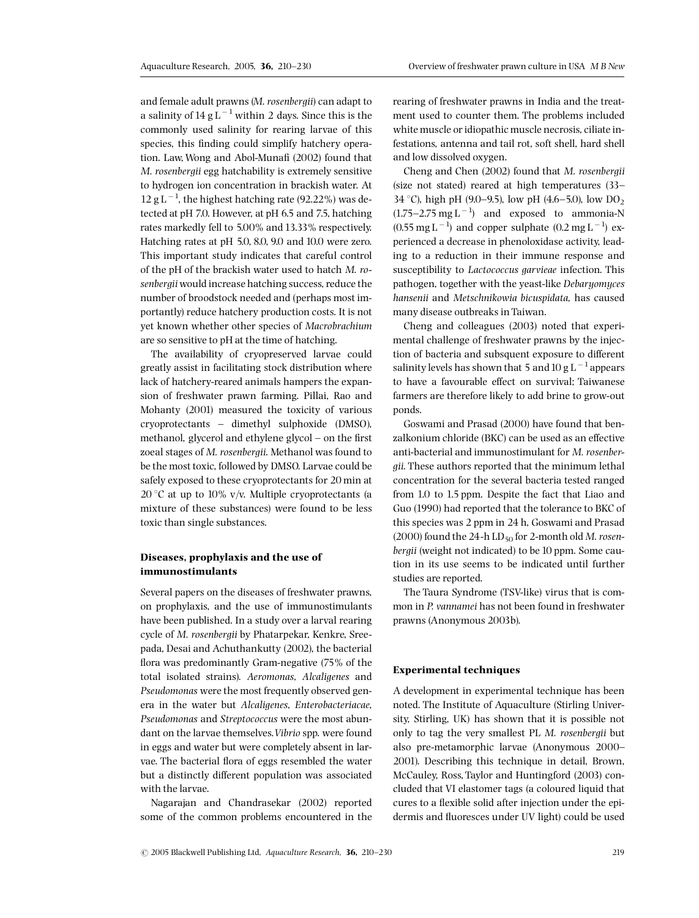and female adult prawns (*M. rosenbergii*) can adapt to a salinity of $14\ g\ L^{-1}$ within 2 days. Since this is the commonly used salinity for rearing larvae of this species, this finding could simplify hatchery operation. Law, Wong and Abol-Munafi (2002) found that *M. rosenbergii* egg hatchability is extremely sensitive to hydrogen ion concentration in brackish water. At $12\ g\ L^{-1}$, the highest hatching rate (92.22%) was detected at pH 7.0. However, at pH 6.5 and 7.5, hatching rates markedly fell to 5.00% and 13.33% respectively. Hatching rates at pH 5.0, 8.0, 9.0 and 10.0 were zero. This important study indicates that careful control of the pH of the brackish water used to hatch *M. rosenbergii* would increase hatching success, reduce the number of broodstock needed and (perhaps most importantly) reduce hatchery production costs. It is not yet known whether other species of *Macrobrachium* are so sensitive to pH at the time of hatching.

The availability of cryopreserved larvae could greatly assist in facilitating stock distribution where lack of hatchery-reared animals hampers the expansion of freshwater prawn farming. Pillai, Rao and Mohanty (2001) measured the toxicity of various cryoprotectants – dimethyl sulphoxide (DMSO), methanol, glycerol and ethylene glycol – on the first zoeal stages of *M. rosenbergii*. Methanol was found to be the most toxic, followed by DMSO. Larvae could be safely exposed to these cryoprotectants for 20 min at 20 °C at up to 10% v/v. Multiple cryoprotectants (a mixture of these substances) were found to be less toxic than single substances.

## Diseases, prophylaxis and the use of immunostimulants

Several papers on the diseases of freshwater prawns, on prophylaxis, and the use of immunostimulants have been published. In a study over a larval rearing cycle of *M. rosenbergii* by Phatarpekar, Kenkre, Sreepada, Desai and Achuthankutty (2002), the bacterial flora was predominantly Gram-negative (75% of the total isolated strains). *Aeromonas*, *Alcaligenes* and *Pseudomonas* were the most frequently observed genera in the water but *Alcaligenes*, *Enterobacteriacae*, *Pseudomonas* and *Streptococcus* were the most abundant on the larvae themselves. *Vibrio* spp. were found in eggs and water but were completely absent in larvae. The bacterial flora of eggs resembled the water but a distinctly different population was associated with the larvae.

Nagarajan and Chandrasekar (2002) reported some of the common problems encountered in the rearing of freshwater prawns in India and the treatment used to counter them. The problems included white muscle or idiopathic muscle necrosis, ciliate infestations, antenna and tail rot, soft shell, hard shell and low dissolved oxygen.

Cheng and Chen (2002) found that *M. rosenbergii* (size not stated) reared at high temperatures (33–34 °C), high pH (9.0–9.5), low pH (4.6–5.0), low $DO_2$ (1.75–2.75 $mg\ L^{-1}$) and exposed to ammonia-N (0.55 $mg\ L^{-1}$) and copper sulphate (0.2 $mg\ L^{-1}$) experienced a decrease in phenoloxidase activity, leading to a reduction in their immune response and susceptibility to *Lactococcus garvieae* infection. This pathogen, together with the yeast-like *Debaryomyces hansenii* and *Metschnikowia bicuspidata*, has caused many disease outbreaks in Taiwan.

Cheng and colleagues (2003) noted that experimental challenge of freshwater prawns by the injection of bacteria and subsquent exposure to different salinity levels has shown that 5 and 10 $g\ L^{-1}$ appears to have a favourable effect on survival; Taiwanese farmers are therefore likely to add brine to grow-out ponds.

Goswami and Prasad (2000) have found that benzalkonium chloride (BKC) can be used as an effective anti-bacterial and immunostimulant for *M. rosenbergii*. These authors reported that the minimum lethal concentration for the several bacteria tested ranged from 1.0 to 1.5 ppm. Despite the fact that Liao and Guo (1990) had reported that the tolerance to BKC of this species was 2 ppm in 24 h, Goswami and Prasad (2000) found the 24-h $LD_{50}$ for 2-month old *M. rosenbergii* (weight not indicated) to be 10 ppm. Some caution in its use seems to be indicated until further studies are reported.

The Taura Syndrome (TSV-like) virus that is common in *P. vannamei* has not been found in freshwater prawns (Anonymous 2003b).

## Experimental techniques

A development in experimental technique has been noted. The Institute of Aquaculture (Stirling University, Stirling, UK) has shown that it is possible not only to tag the very smallest PL *M. rosenbergii* but also pre-metamorphic larvae (Anonymous 2000–2001). Describing this technique in detail, Brown, McCauley, Ross, Taylor and Huntingford (2003) concluded that VI elastomer tags (a coloured liquid that cures to a flexible solid after injection under the epidermis and fluoresces under UV light) could be used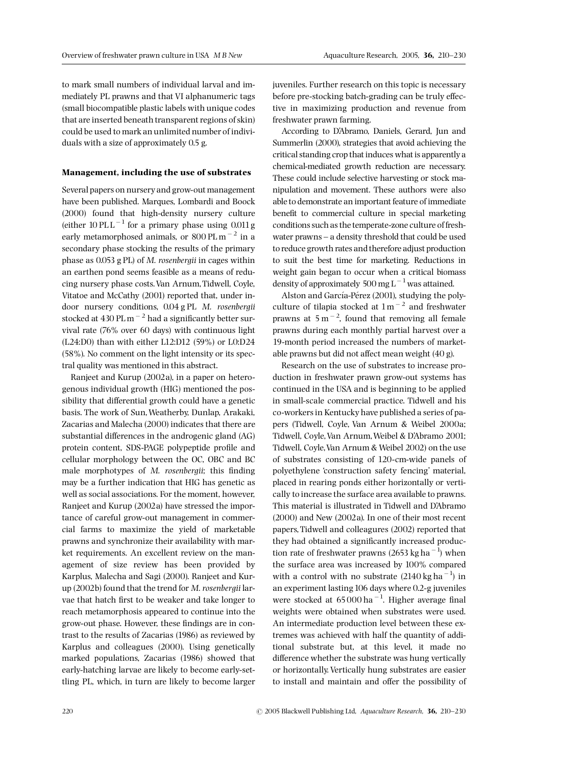to mark small numbers of individual larval and immediately PL prawns and that VI alphanumeric tags (small biocompatible plastic labels with unique codes that are inserted beneath transparent regions of skin) could be used to mark an unlimited number of individuals with a size of approximately 0.5 g.

## Management, including the use of substrates

Several papers on nursery and grow-out management have been published. Marques, Lombardi and Boock (2000) found that high-density nursery culture (either 10 PL $L^{-1}$ for a primary phase using 0.011 g early metamorphosed animals, or 800 PL $m^{-2}$ in a secondary phase stocking the results of the primary phase as 0.053 g PL) of *M. rosenbergii* in cages within an earthen pond seems feasible as a means of reducing nursery phase costs. Van Arnum, Tidwell, Coyle, Vitatoe and McCathy (2001) reported that, under indoor nursery conditions, 0.04 g PL *M. rosenbergii* stocked at 430 PL $m^{-2}$ had a significantly better survival rate (76% over 60 days) with continuous light (L24:D0) than with either L12:D12 (59%) or L0:D24 (58%). No comment on the light intensity or its spectral quality was mentioned in this abstract.

Ranjeet and Kurup (2002a), in a paper on heterogenous individual growth (HIG) mentioned the possibility that differential growth could have a genetic basis. The work of Sun, Weatherby, Dunlap, Arakaki, Zacarias and Malecha (2000) indicates that there are substantial differences in the androgenic gland (AG) protein content, SDS-PAGE polypeptide profile and cellular morphology between the OC, OBC and BC male morphotypes of *M. rosenbergii*; this finding may be a further indication that HIG has genetic as well as social associations. For the moment, however, Ranjeet and Kurup (2002a) have stressed the importance of careful grow-out management in commercial farms to maximize the yield of marketable prawns and synchronize their availability with market requirements. An excellent review on the management of size review has been provided by Karplus, Malecha and Sagi (2000). Ranjeet and Kurup (2002b) found that the trend for *M. rosenbergii* larvae that hatch first to be weaker and take longer to reach metamorphosis appeared to continue into the grow-out phase. However, these findings are in contrast to the results of Zacarias (1986) as reviewed by Karplus and colleagues (2000). Using genetically marked populations, Zacarias (1986) showed that early-hatching larvae are likely to become early-settling PL, which, in turn are likely to become larger juveniles. Further research on this topic is necessary before pre-stocking batch-grading can be truly effective in maximizing production and revenue from freshwater prawn farming.

According to D'Abramo, Daniels, Gerard, Jun and Summerlin (2000), strategies that avoid achieving the critical standing crop that induces what is apparently a chemical-mediated growth reduction are necessary. These could include selective harvesting or stock manipulation and movement. These authors were also able to demonstrate an important feature of immediate benefit to commercial culture in special marketing conditions such as the temperate-zone culture of freshwater prawns – a density threshold that could be used to reduce growth rates and therefore adjust production to suit the best time for marketing. Reductions in weight gain began to occur when a critical biomass density of approximately 500 mg $L^{-1}$ was attained.

Alston and García-Pérez (2001), studying the polyculture of tilapia stocked at 1 $m^{-2}$ and freshwater prawns at 5 $m^{-2}$, found that removing all female prawns during each monthly partial harvest over a 19-month period increased the numbers of marketable prawns but did not affect mean weight (40 g).

Research on the use of substrates to increase production in freshwater prawn grow-out systems has continued in the USA and is beginning to be applied in small-scale commercial practice. Tidwell and his co-workers in Kentucky have published a series of papers (Tidwell, Coyle, Van Arnum & Weibel 2000a; Tidwell, Coyle, Van Arnum, Weibel & D'Abramo 2001; Tidwell, Coyle, Van Arnum & Weibel 2002) on the use of substrates consisting of 120-cm-wide panels of polyethylene 'construction safety fencing' material, placed in rearing ponds either horizontally or vertically to increase the surface area available to prawns. This material is illustrated in Tidwell and D'Abramo (2000) and New (2002a). In one of their most recent papers, Tidwell and colleagures (2002) reported that they had obtained a significantly increased production rate of freshwater prawns (2653 kg $ha^{-1}$) when the surface area was increased by 100% compared with a control with no substrate (2140 kg $ha^{-1}$) in an experiment lasting 106 days where 0.2-g juveniles were stocked at 65 000 $ha^{-1}$. Higher average final weights were obtained when substrates were used. An intermediate production level between these extremes was achieved with half the quantity of additional substrate but, at this level, it made no difference whether the substrate was hung vertically or horizontally. Vertically hung substrates are easier to install and maintain and offer the possibility of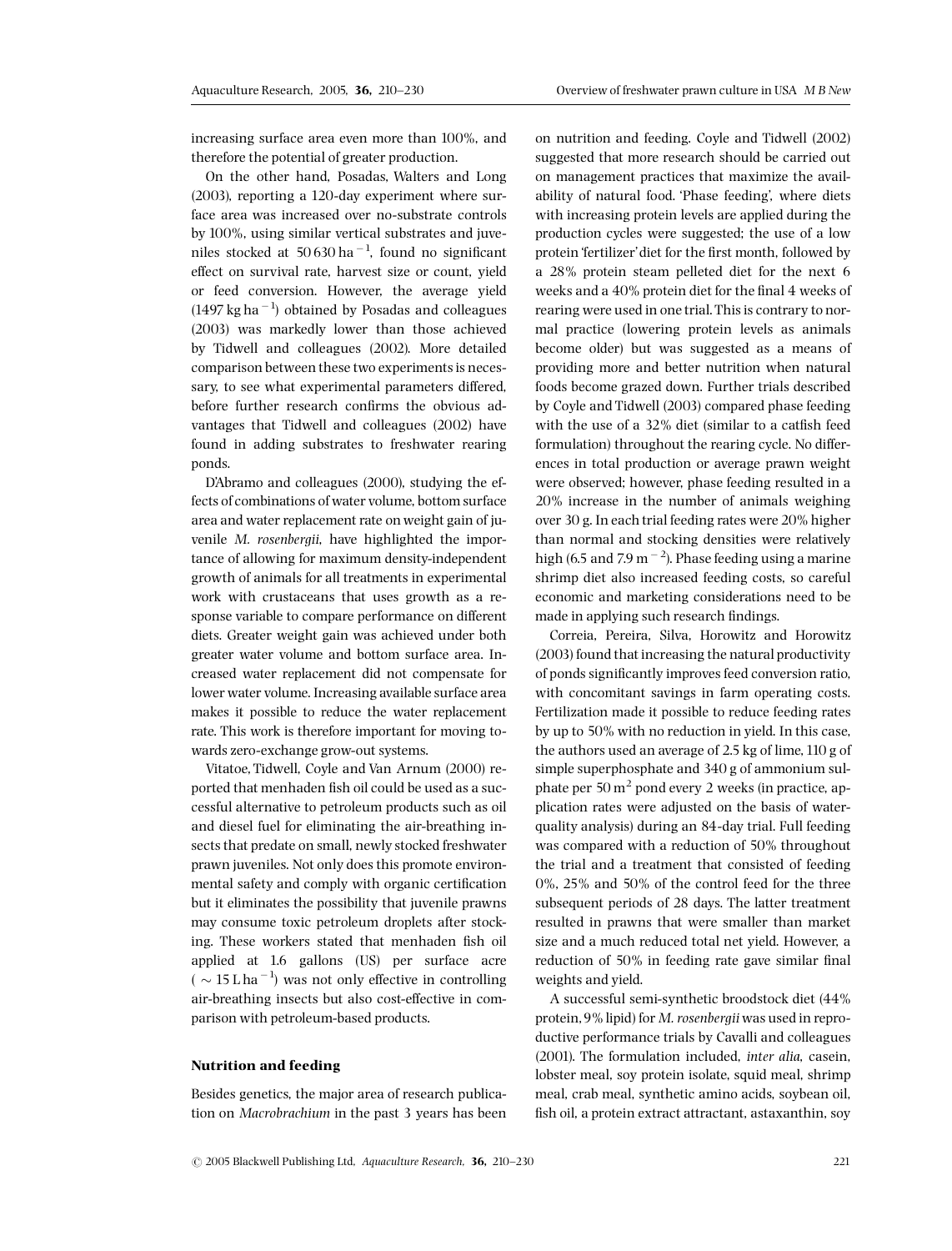increasing surface area even more than 100%, and therefore the potential of greater production.

On the other hand, Posadas, Walters and Long (2003), reporting a 120-day experiment where surface area was increased over no-substrate controls by 100%, using similar vertical substrates and juveniles stocked at 50 630 ha $^{-1}$, found no significant effect on survival rate, harvest size or count, yield or feed conversion. However, the average yield (1497 kg ha $^{-1}$) obtained by Posadas and colleagues (2003) was markedly lower than those achieved by Tidwell and colleagues (2002). More detailed comparison between these two experiments is necessary, to see what experimental parameters differed, before further research confirms the obvious advantages that Tidwell and colleagues (2002) have found in adding substrates to freshwater rearing ponds.

D'Abramo and colleagues (2000), studying the effects of combinations of water volume, bottom surface area and water replacement rate on weight gain of juvenile *M. rosenbergii*, have highlighted the importance of allowing for maximum density-independent growth of animals for all treatments in experimental work with crustaceans that uses growth as a response variable to compare performance on different diets. Greater weight gain was achieved under both greater water volume and bottom surface area. Increased water replacement did not compensate for lower water volume. Increasing available surface area makes it possible to reduce the water replacement rate. This work is therefore important for moving towards zero-exchange grow-out systems.

Vitatoe, Tidwell, Coyle and Van Arnum (2000) reported that menhaden fish oil could be used as a successful alternative to petroleum products such as oil and diesel fuel for eliminating the air-breathing insects that predate on small, newly stocked freshwater prawn juveniles. Not only does this promote environmental safety and comply with organic certification but it eliminates the possibility that juvenile prawns may consume toxic petroleum droplets after stocking. These workers stated that menhaden fish oil applied at 1.6 gallons (US) per surface acre ( $\sim$ 15 L ha $^{-1}$) was not only effective in controlling air-breathing insects but also cost-effective in comparison with petroleum-based products.

## Nutrition and feeding

Besides genetics, the major area of research publication on *Macrobrachium* in the past 3 years has been on nutrition and feeding. Coyle and Tidwell (2002) suggested that more research should be carried out on management practices that maximize the availability of natural food. 'Phase feeding', where diets with increasing protein levels are applied during the production cycles were suggested; the use of a low protein 'fertilizer' diet for the first month, followed by a 28% protein steam pelleted diet for the next 6 weeks and a 40% protein diet for the final 4 weeks of rearing were used in one trial. This is contrary to normal practice (lowering protein levels as animals become older) but was suggested as a means of providing more and better nutrition when natural foods become grazed down. Further trials described by Coyle and Tidwell (2003) compared phase feeding with the use of a 32% diet (similar to a catfish feed formulation) throughout the rearing cycle. No differences in total production or average prawn weight were observed; however, phase feeding resulted in a 20% increase in the number of animals weighing over 30 g. In each trial feeding rates were 20% higher than normal and stocking densities were relatively high (6.5 and 7.9 m $^{-2}$). Phase feeding using a marine shrimp diet also increased feeding costs, so careful economic and marketing considerations need to be made in applying such research findings.

Correia, Pereira, Silva, Horowitz and Horowitz (2003) found that increasing the natural productivity of ponds significantly improves feed conversion ratio, with concomitant savings in farm operating costs. Fertilization made it possible to reduce feeding rates by up to 50% with no reduction in yield. In this case, the authors used an average of 2.5 kg of lime, 110 g of simple superphosphate and 340 g of ammonium sulphate per 50 m $^{2}$ pond every 2 weeks (in practice, application rates were adjusted on the basis of water-quality analysis) during an 84-day trial. Full feeding was compared with a reduction of 50% throughout the trial and a treatment that consisted of feeding 0%, 25% and 50% of the control feed for the three subsequent periods of 28 days. The latter treatment resulted in prawns that were smaller than market size and a much reduced total net yield. However, a reduction of 50% in feeding rate gave similar final weights and yield.

A successful semi-synthetic broodstock diet (44% protein, 9% lipid) for *M. rosenbergii* was used in reproductive performance trials by Cavalli and colleagues (2001). The formulation included, *inter alia*, casein, lobster meal, soy protein isolate, squid meal, shrimp meal, crab meal, synthetic amino acids, soybean oil, fish oil, a protein extract attractant, astaxanthin, soy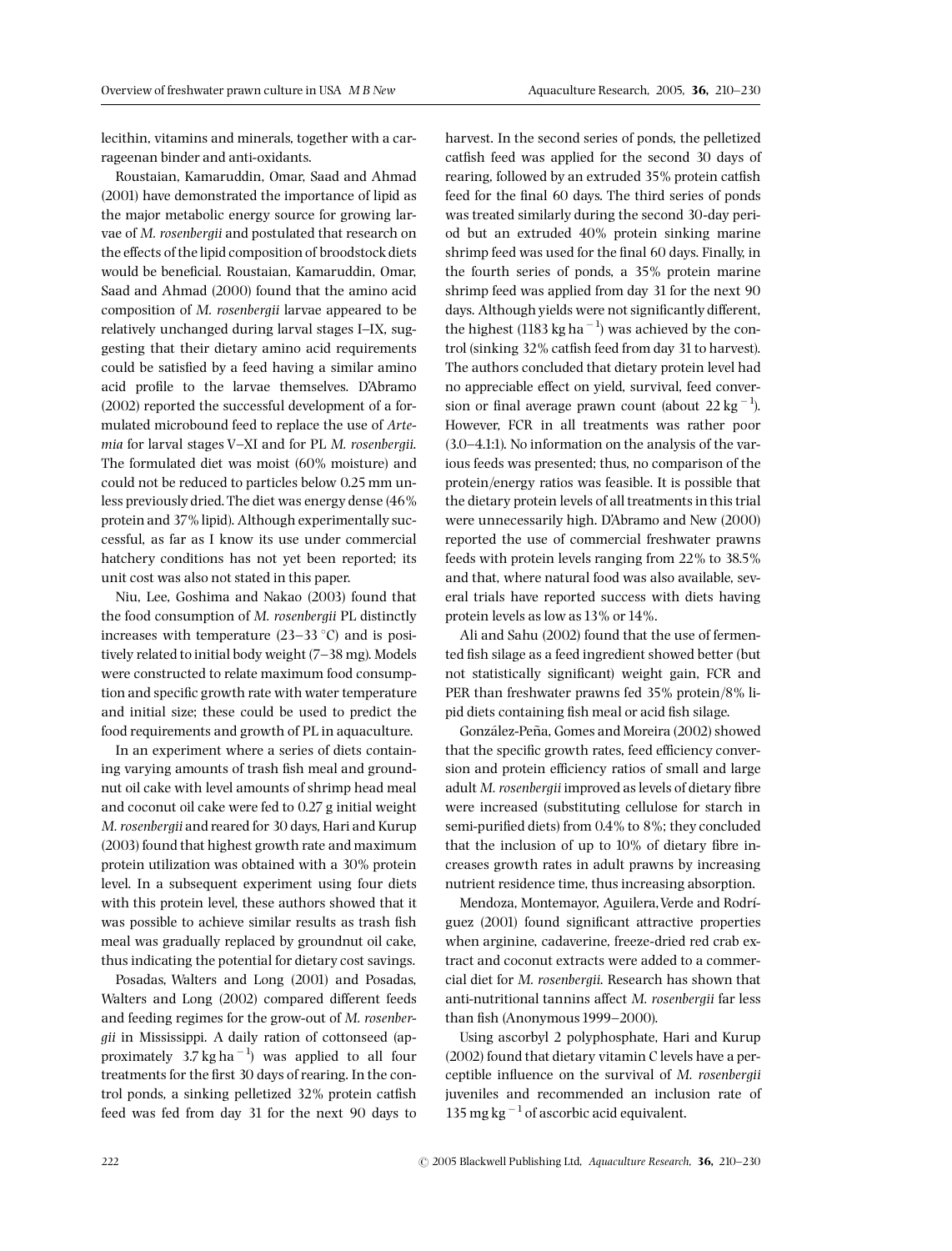lecithin, vitamins and minerals, together with a carrageenan binder and anti-oxidants.

Roustaian, Kamaruddin, Omar, Saad and Ahmad (2001) have demonstrated the importance of lipid as the major metabolic energy source for growing larvae of *M. rosenbergii* and postulated that research on the effects of the lipid composition of broodstock diets would be beneficial. Roustaian, Kamaruddin, Omar, Saad and Ahmad (2000) found that the amino acid composition of *M. rosenbergii* larvae appeared to be relatively unchanged during larval stages I–IX, suggesting that their dietary amino acid requirements could be satisfied by a feed having a similar amino acid profile to the larvae themselves. D'Abramo (2002) reported the successful development of a formulated microbound feed to replace the use of *Artemia* for larval stages V–XI and for PL *M. rosenbergii*. The formulated diet was moist (60% moisture) and could not be reduced to particles below 0.25 mm unless previously dried. The diet was energy dense (46% protein and 37% lipid). Although experimentally successful, as far as I know its use under commercial hatchery conditions has not yet been reported; its unit cost was also not stated in this paper.

Niu, Lee, Goshima and Nakao (2003) found that the food consumption of *M. rosenbergii* PL distinctly increases with temperature (23–33 °C) and is positively related to initial body weight (7–38 mg). Models were constructed to relate maximum food consumption and specific growth rate with water temperature and initial size; these could be used to predict the food requirements and growth of PL in aquaculture.

In an experiment where a series of diets containing varying amounts of trash fish meal and groundnut oil cake with level amounts of shrimp head meal and coconut oil cake were fed to 0.27 g initial weight *M. rosenbergii* and reared for 30 days, Hari and Kurup (2003) found that highest growth rate and maximum protein utilization was obtained with a 30% protein level. In a subsequent experiment using four diets with this protein level, these authors showed that it was possible to achieve similar results as trash fish meal was gradually replaced by groundnut oil cake, thus indicating the potential for dietary cost savings.

Posadas, Walters and Long (2001) and Posadas, Walters and Long (2002) compared different feeds and feeding regimes for the grow-out of *M. rosenbergii* in Mississippi. A daily ration of cottonseed (approximately 3.7 kg ha$^{-1}$) was applied to all four treatments for the first 30 days of rearing. In the control ponds, a sinking pelletized 32% protein catfish feed was fed from day 31 for the next 90 days to harvest. In the second series of ponds, the pelletized catfish feed was applied for the second 30 days of rearing, followed by an extruded 35% protein catfish feed for the final 60 days. The third series of ponds was treated similarly during the second 30-day period but an extruded 40% protein sinking marine shrimp feed was used for the final 60 days. Finally, in the fourth series of ponds, a 35% protein marine shrimp feed was applied from day 31 for the next 90 days. Although yields were not significantly different, the highest (1183 kg ha$^{-1}$) was achieved by the control (sinking 32% catfish feed from day 31 to harvest). The authors concluded that dietary protein level had no appreciable effect on yield, survival, feed conversion or final average prawn count (about 22 kg$^{-1}$). However, FCR in all treatments was rather poor (3.0–4.1:1). No information on the analysis of the various feeds was presented; thus, no comparison of the protein/energy ratios was feasible. It is possible that the dietary protein levels of all treatments in this trial were unnecessarily high. D'Abramo and New (2000) reported the use of commercial freshwater prawns feeds with protein levels ranging from 22% to 38.5% and that, where natural food was also available, several trials have reported success with diets having protein levels as low as 13% or 14%.

Ali and Sahu (2002) found that the use of fermented fish silage as a feed ingredient showed better (but not statistically significant) weight gain, FCR and PER than freshwater prawns fed 35% protein/8% lipid diets containing fish meal or acid fish silage.

González-Peña, Gomes and Moreira (2002) showed that the specific growth rates, feed efficiency conversion and protein efficiency ratios of small and large adult *M. rosenbergii* improved as levels of dietary fibre were increased (substituting cellulose for starch in semi-purified diets) from 0.4% to 8%; they concluded that the inclusion of up to 10% of dietary fibre increases growth rates in adult prawns by increasing nutrient residence time, thus increasing absorption.

Mendoza, Montemayor, Aguilera, Verde and Rodríguez (2001) found significant attractive properties when arginine, cadaverine, freeze-dried red crab extract and coconut extracts were added to a commercial diet for *M. rosenbergii*. Research has shown that anti-nutritional tannins affect *M. rosenbergii* far less than fish (Anonymous 1999–2000).

Using ascorbyl 2 polyphosphate, Hari and Kurup (2002) found that dietary vitamin C levels have a perceptible influence on the survival of *M. rosenbergii* juveniles and recommended an inclusion rate of 135 mg kg$^{-1}$ of ascorbic acid equivalent.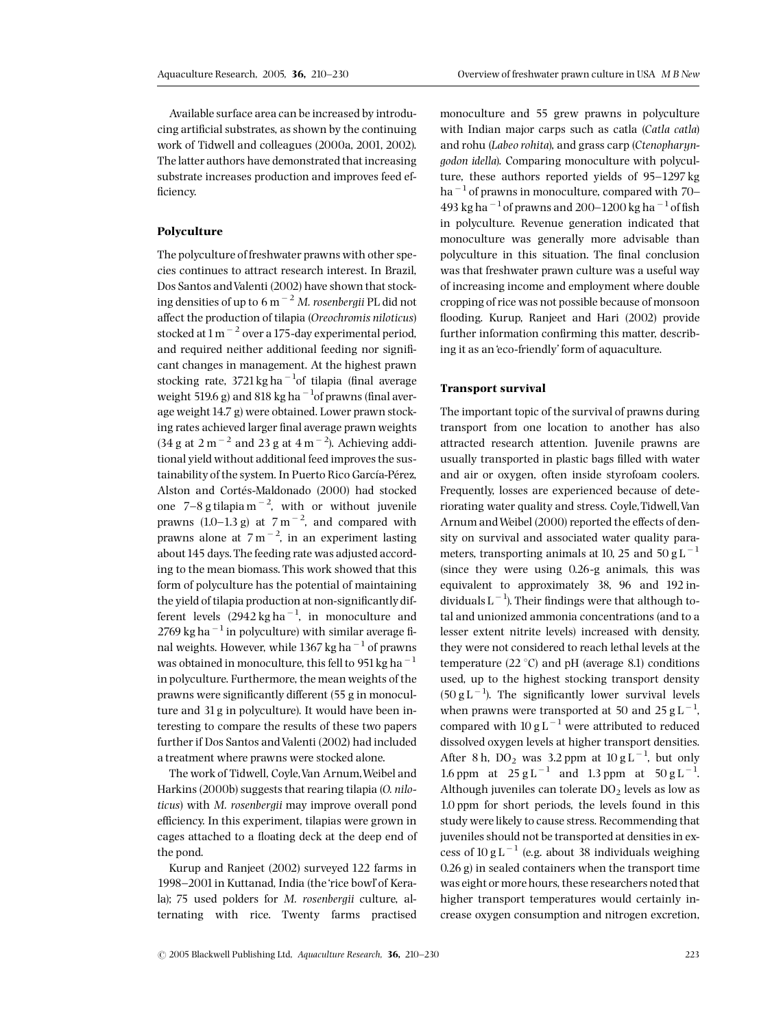Available surface area can be increased by introducing artificial substrates, as shown by the continuing work of Tidwell and colleagues (2000a, 2001, 2002). The latter authors have demonstrated that increasing substrate increases production and improves feed efficiency.

## Polyculture

The polyculture of freshwater prawns with other species continues to attract research interest. In Brazil, Dos Santos and Valenti (2002) have shown that stocking densities of up to 6 $m^{-2}$ *M. rosenbergii* PL did not affect the production of tilapia (*Oreochromis niloticus*) stocked at 1 $m^{-2}$ over a 175-day experimental period, and required neither additional feeding nor significant changes in management. At the highest prawn stocking rate, 3721 kg $ha^{-1}$of tilapia (final average weight 519.6 g) and 818 kg $ha^{-1}$of prawns (final average weight 14.7 g) were obtained. Lower prawn stocking rates achieved larger final average prawn weights (34 g at 2 $m^{-2}$ and 23 g at 4 $m^{-2}$). Achieving additional yield without additional feed improves the sustainability of the system. In Puerto Rico García-Pérez, Alston and Cortés-Maldonado (2000) had stocked one 7–8 g tilapia $m^{-2}$, with or without juvenile prawns (1.0–1.3 g) at 7 $m^{-2}$, and compared with prawns alone at 7 $m^{-2}$, in an experiment lasting about 145 days. The feeding rate was adjusted according to the mean biomass. This work showed that this form of polyculture has the potential of maintaining the yield of tilapia production at non-significantly different levels (2942 kg $ha^{-1}$, in monoculture and 2769 kg $ha^{-1}$ in polyculture) with similar average final weights. However, while 1367 kg $ha^{-1}$ of prawns was obtained in monoculture, this fell to 951 kg $ha^{-1}$ in polyculture. Furthermore, the mean weights of the prawns were significantly different (55 g in monoculture and 31 g in polyculture). It would have been interesting to compare the results of these two papers further if Dos Santos and Valenti (2002) had included a treatment where prawns were stocked alone.

The work of Tidwell, Coyle, Van Arnum, Weibel and Harkins (2000b) suggests that rearing tilapia (*O. niloticus*) with *M. rosenbergii* may improve overall pond efficiency. In this experiment, tilapias were grown in cages attached to a floating deck at the deep end of the pond.

Kurup and Ranjeet (2002) surveyed 122 farms in 1998–2001 in Kuttanad, India (the 'rice bowl' of Kerala); 75 used polders for *M. rosenbergii* culture, alternating with rice. Twenty farms practised monoculture and 55 grew prawns in polyculture with Indian major carps such as catla (*Catla catla*) and rohu (*Labeo rohita*), and grass carp (*Ctenopharyngodon idella*). Comparing monoculture with polyculture, these authors reported yields of 95–1297 kg $ha^{-1}$ of prawns in monoculture, compared with 70–493 kg $ha^{-1}$ of prawns and 200–1200 kg $ha^{-1}$ of fish in polyculture. Revenue generation indicated that monoculture was generally more advisable than polyculture in this situation. The final conclusion was that freshwater prawn culture was a useful way of increasing income and employment where double cropping of rice was not possible because of monsoon flooding. Kurup, Ranjeet and Hari (2002) provide further information confirming this matter, describing it as an 'eco-friendly' form of aquaculture.

## Transport survival

The important topic of the survival of prawns during transport from one location to another has also attracted research attention. Juvenile prawns are usually transported in plastic bags filled with water and air or oxygen, often inside styrofoam coolers. Frequently, losses are experienced because of deteriorating water quality and stress. Coyle, Tidwell, Van Arnum and Weibel (2000) reported the effects of density on survival and associated water quality parameters, transporting animals at 10, 25 and 50 g $L^{-1}$ (since they were using 0.26-g animals, this was equivalent to approximately 38, 96 and 192 individuals $L^{-1}$). Their findings were that although total and unionized ammonia concentrations (and to a lesser extent nitrite levels) increased with density, they were not considered to reach lethal levels at the temperature (22 °C) and pH (average 8.1) conditions used, up to the highest stocking transport density (50 g $L^{-1}$). The significantly lower survival levels when prawns were transported at 50 and 25 g $L^{-1}$, compared with 10 g $L^{-1}$ were attributed to reduced dissolved oxygen levels at higher transport densities. After 8 h, $DO_2$ was 3.2 ppm at 10 g $L^{-1}$, but only 1.6 ppm at 25 g $L^{-1}$ and 1.3 ppm at 50 g $L^{-1}$. Although juveniles can tolerate $DO_2$ levels as low as 1.0 ppm for short periods, the levels found in this study were likely to cause stress. Recommending that juveniles should not be transported at densities in excess of 10 g $L^{-1}$ (e.g. about 38 individuals weighing 0.26 g) in sealed containers when the transport time was eight or more hours, these researchers noted that higher transport temperatures would certainly increase oxygen consumption and nitrogen excretion,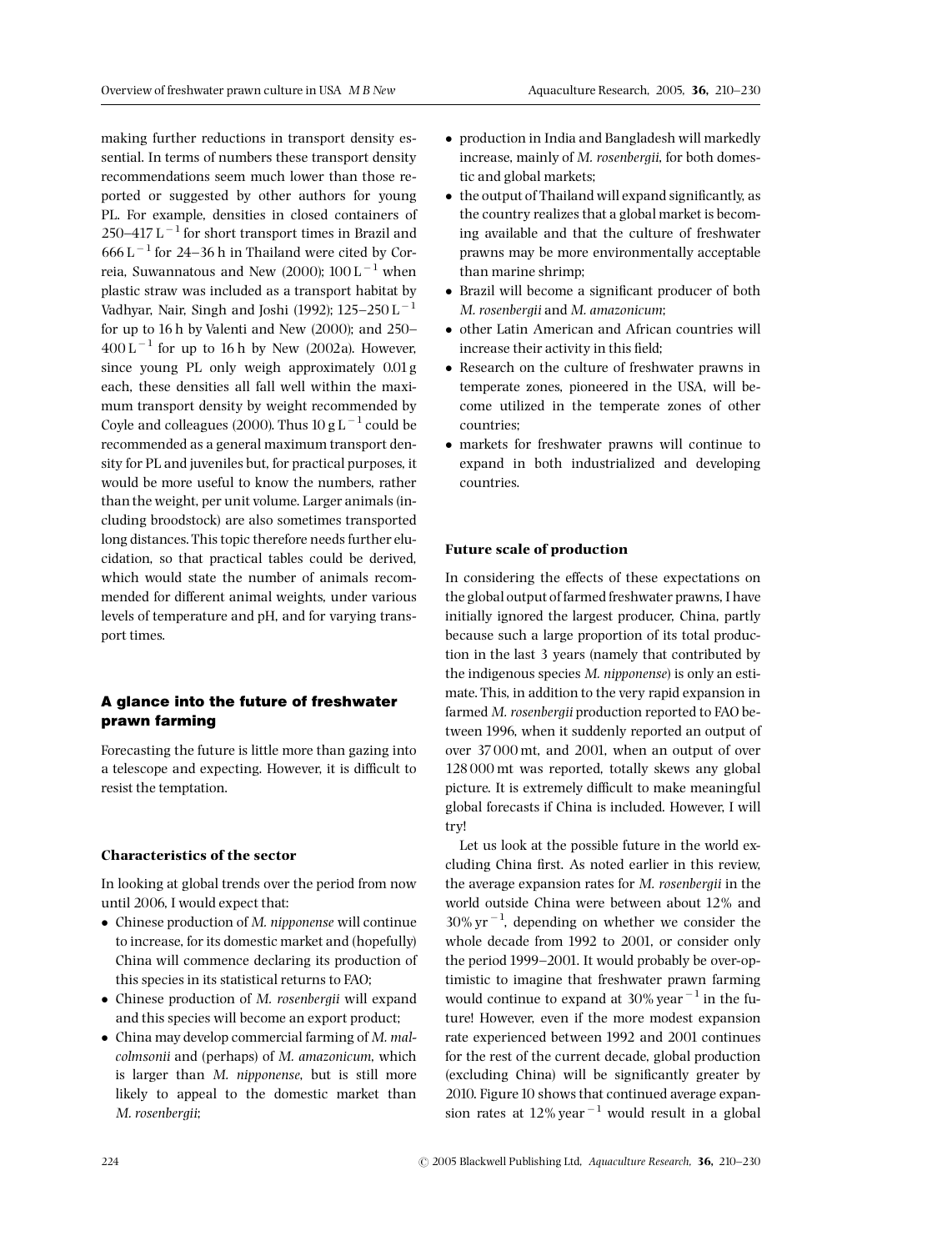making further reductions in transport density essential. In terms of numbers these transport density recommendations seem much lower than those reported or suggested by other authors for young PL. For example, densities in closed containers of 250–417 $L^{-1}$ for short transport times in Brazil and 666 $L^{-1}$ for 24–36 h in Thailand were cited by Correia, Suwannatous and New (2000); 100 $L^{-1}$ when plastic straw was included as a transport habitat by Vadhyar, Nair, Singh and Joshi (1992); 125–250 $L^{-1}$ for up to 16 h by Valenti and New (2000); and 250–400 $L^{-1}$ for up to 16 h by New (2002a). However, since young PL only weigh approximately 0.01 g each, these densities all fall well within the maximum transport density by weight recommended by Coyle and colleagues (2000). Thus 10 g $L^{-1}$ could be recommended as a general maximum transport density for PL and juveniles but, for practical purposes, it would be more useful to know the numbers, rather than the weight, per unit volume. Larger animals (including broodstock) are also sometimes transported long distances. This topic therefore needs further elucidation, so that practical tables could be derived, which would state the number of animals recommended for different animal weights, under various levels of temperature and pH, and for varying transport times.

## A glance into the future of freshwater prawn farming

Forecasting the future is little more than gazing into a telescope and expecting. However, it is difficult to resist the temptation.

### Characteristics of the sector

In looking at global trends over the period from now until 2006, I would expect that:

- Chinese production of *M. nipponense* will continue to increase, for its domestic market and (hopefully) China will commence declaring its production of this species in its statistical returns to FAO;
- Chinese production of *M. rosenbergii* will expand and this species will become an export product;
- China may develop commercial farming of *M. malcolmsonii* and (perhaps) of *M. amazonicum*, which is larger than *M. nipponense*, but is still more likely to appeal to the domestic market than *M. rosenbergii*;
- production in India and Bangladesh will markedly increase, mainly of *M. rosenbergii*, for both domestic and global markets;
- the output of Thailand will expand significantly, as the country realizes that a global market is becoming available and that the culture of freshwater prawns may be more environmentally acceptable than marine shrimp;
- Brazil will become a significant producer of both *M. rosenbergii* and *M. amazonicum*;
- other Latin American and African countries will increase their activity in this field;
- Research on the culture of freshwater prawns in temperate zones, pioneered in the USA, will become utilized in the temperate zones of other countries;
- markets for freshwater prawns will continue to expand in both industrialized and developing countries.

### Future scale of production

In considering the effects of these expectations on the global output of farmed freshwater prawns, I have initially ignored the largest producer, China, partly because such a large proportion of its total production in the last 3 years (namely that contributed by the indigenous species *M. nipponense*) is only an estimate. This, in addition to the very rapid expansion in farmed *M. rosenbergii* production reported to FAO between 1996, when it suddenly reported an output of over 37 000 mt, and 2001, when an output of over 128 000 mt was reported, totally skews any global picture. It is extremely difficult to make meaningful global forecasts if China is included. However, I will try!

Let us look at the possible future in the world excluding China first. As noted earlier in this review, the average expansion rates for *M. rosenbergii* in the world outside China were between about 12% and 30% $yr^{-1}$, depending on whether we consider the whole decade from 1992 to 2001, or consider only the period 1999–2001. It would probably be over-optimistic to imagine that freshwater prawn farming would continue to expand at 30% $year^{-1}$ in the future! However, even if the more modest expansion rate experienced between 1992 and 2001 continues for the rest of the current decade, global production (excluding China) will be significantly greater by 2010. Figure 10 shows that continued average expansion rates at 12% $year^{-1}$ would result in a global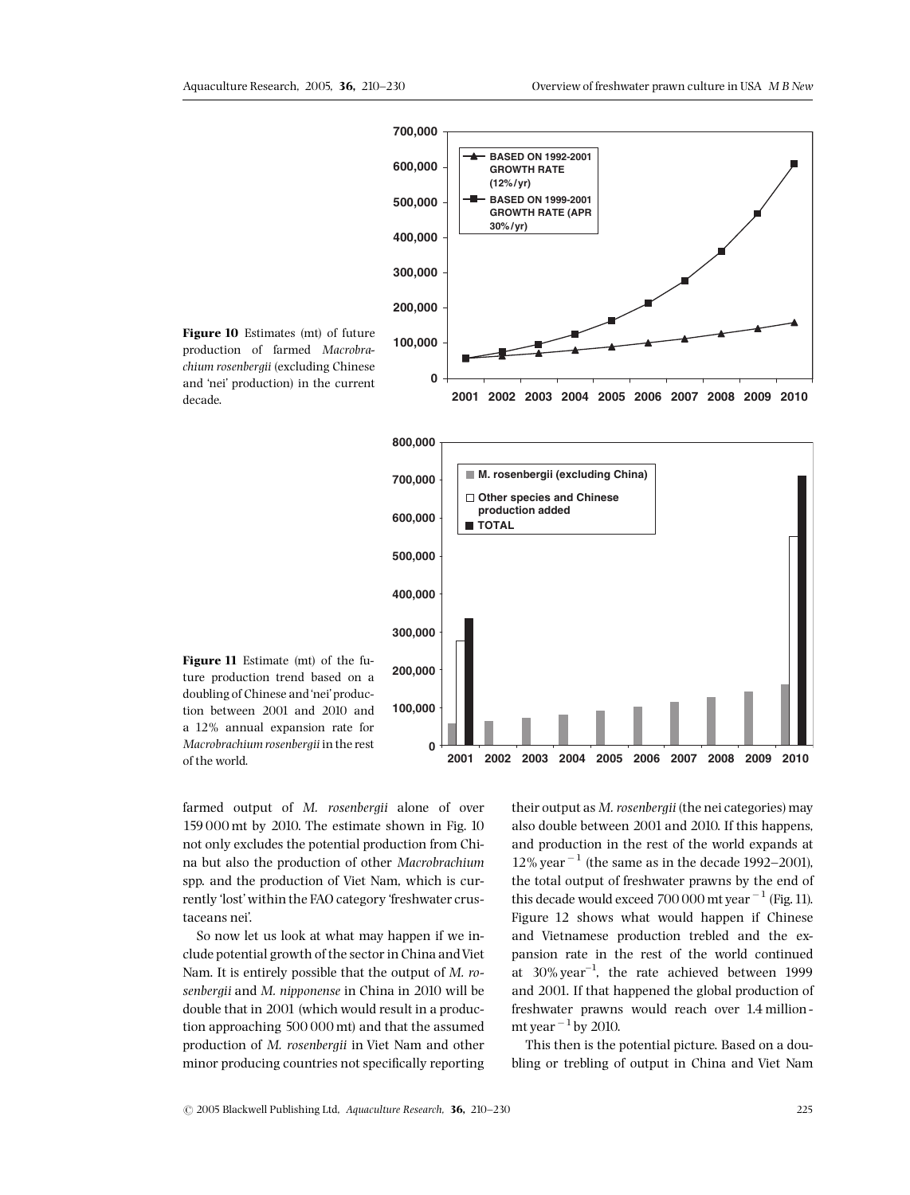**Figure 10** Estimates (mt) of future production of farmed *Macrobrachium rosenbergii* (excluding Chinese and 'nei' production) in the current decade.

**Figure 11** Estimate (mt) of the future production trend based on a doubling of Chinese and 'nei' production between 2001 and 2010 and a 12% annual expansion rate for *Macrobrachium rosenbergii* in the rest of the world.

farmed output of *M. rosenbergii* alone of over 159 000 mt by 2010. The estimate shown in Fig. 10 not only excludes the potential production from China but also the production of other *Macrobrachium* spp. and the production of Viet Nam, which is currently 'lost' within the FAO category 'freshwater crustaceans nei'.

So now let us look at what may happen if we include potential growth of the sector in China and Viet Nam. It is entirely possible that the output of *M. rosenbergii* and *M. nipponense* in China in 2010 will be double that in 2001 (which would result in a production approaching 500 000 mt) and that the assumed production of *M. rosenbergii* in Viet Nam and other minor producing countries not specifically reporting their output as *M. rosenbergii* (the nei categories) may also double between 2001 and 2010. If this happens, and production in the rest of the world expands at 12% $year^{-1}$ (the same as in the decade 1992–2001), the total output of freshwater prawns by the end of this decade would exceed 700 000 mt $year^{-1}$ (Fig. 11). Figure 12 shows what would happen if Chinese and Vietnamese production trebled and the expansion rate in the rest of the world continued at 30% $year^{-1}$, the rate achieved between 1999 and 2001. If that happened the global production of freshwater prawns would reach over 1.4 million-mt $year^{-1}$ by 2010.

This then is the potential picture. Based on a doubling or trebling of output in China and Viet Nam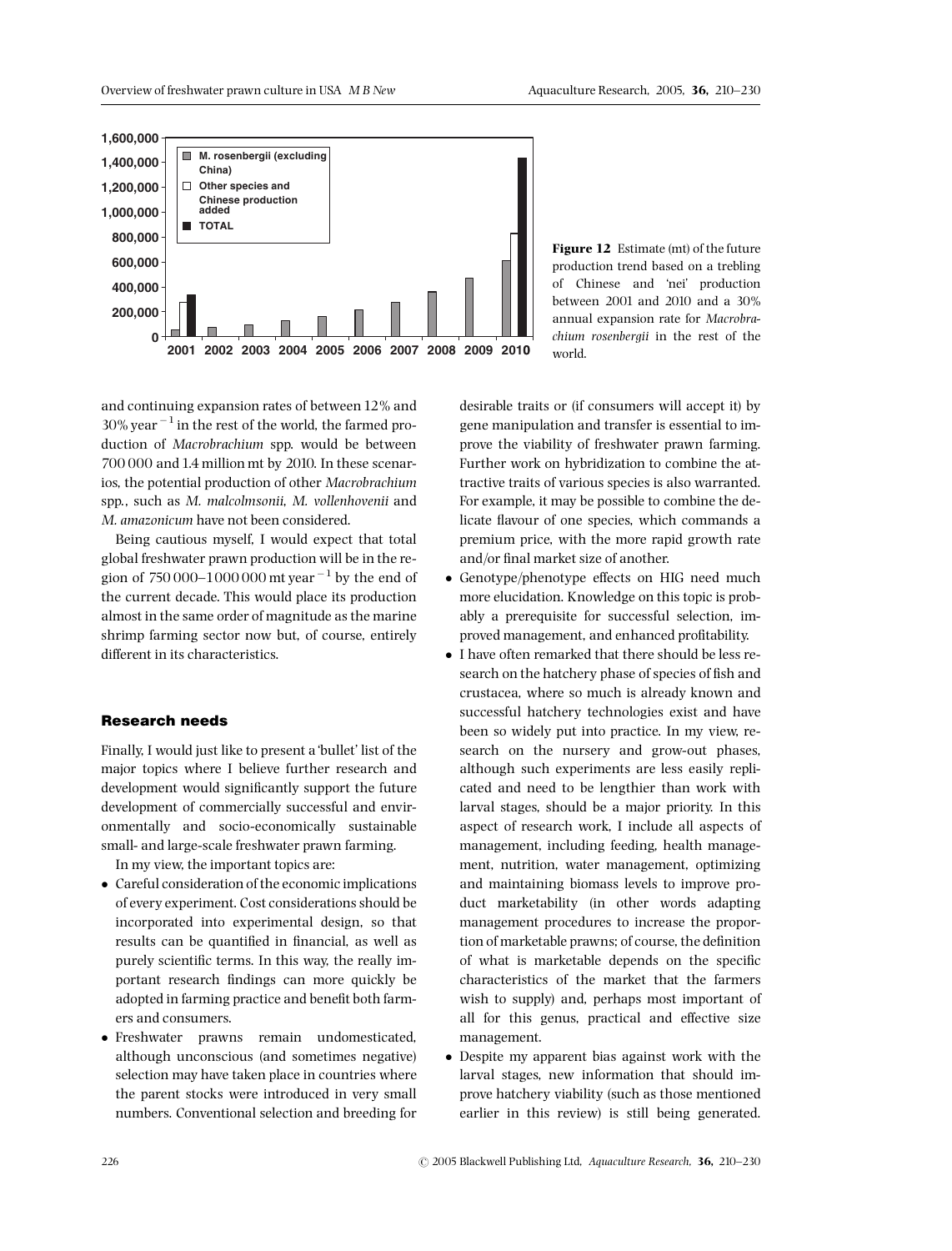**Figure 12** Estimate (mt) of the future production trend based on a trebling of Chinese and 'nei' production between 2001 and 2010 and a 30% annual expansion rate for *Macrobrachium rosenbergii* in the rest of the world.

and continuing expansion rates of between 12% and 30% year$^{-1}$ in the rest of the world, the farmed production of *Macrobrachium* spp. would be between 700 000 and 1.4 million mt by 2010. In these scenarios, the potential production of other *Macrobrachium* spp., such as *M. malcolmsonii*, *M. vollenhovenii* and *M. amazonicum* have not been considered.

Being cautious myself, I would expect that total global freshwater prawn production will be in the region of 750 000–1 000 000 mt year$^{-1}$ by the end of the current decade. This would place its production almost in the same order of magnitude as the marine shrimp farming sector now but, of course, entirely different in its characteristics.

## Research needs

Finally, I would just like to present a 'bullet' list of the major topics where I believe further research and development would significantly support the future development of commercially successful and environmentally and socio-economically sustainable small- and large-scale freshwater prawn farming.

In my view, the important topics are:

- Careful consideration of the economic implications of every experiment. Cost considerations should be incorporated into experimental design, so that results can be quantified in financial, as well as purely scientific terms. In this way, the really important research findings can more quickly be adopted in farming practice and benefit both farmers and consumers.
- Freshwater prawns remain undomesticated, although unconscious (and sometimes negative) selection may have taken place in countries where the parent stocks were introduced in very small numbers. Conventional selection and breeding for desirable traits or (if consumers will accept it) by gene manipulation and transfer is essential to improve the viability of freshwater prawn farming. Further work on hybridization to combine the attractive traits of various species is also warranted. For example, it may be possible to combine the delicate flavour of one species, which commands a premium price, with the more rapid growth rate and/or final market size of another.
- Genotype/phenotype effects on HIG need much more elucidation. Knowledge on this topic is probably a prerequisite for successful selection, improved management, and enhanced profitability.
- I have often remarked that there should be less research on the hatchery phase of species of fish and crustacea, where so much is already known and successful hatchery technologies exist and have been so widely put into practice. In my view, research on the nursery and grow-out phases, although such experiments are less easily replicated and need to be lengthier than work with larval stages, should be a major priority. In this aspect of research work, I include all aspects of management, including feeding, health management, nutrition, water management, optimizing and maintaining biomass levels to improve product marketability (in other words adapting management procedures to increase the proportion of marketable prawns; of course, the definition of what is marketable depends on the specific characteristics of the market that the farmers wish to supply) and, perhaps most important of all for this genus, practical and effective size management.
- Despite my apparent bias against work with the larval stages, new information that should improve hatchery viability (such as those mentioned earlier in this review) is still being generated.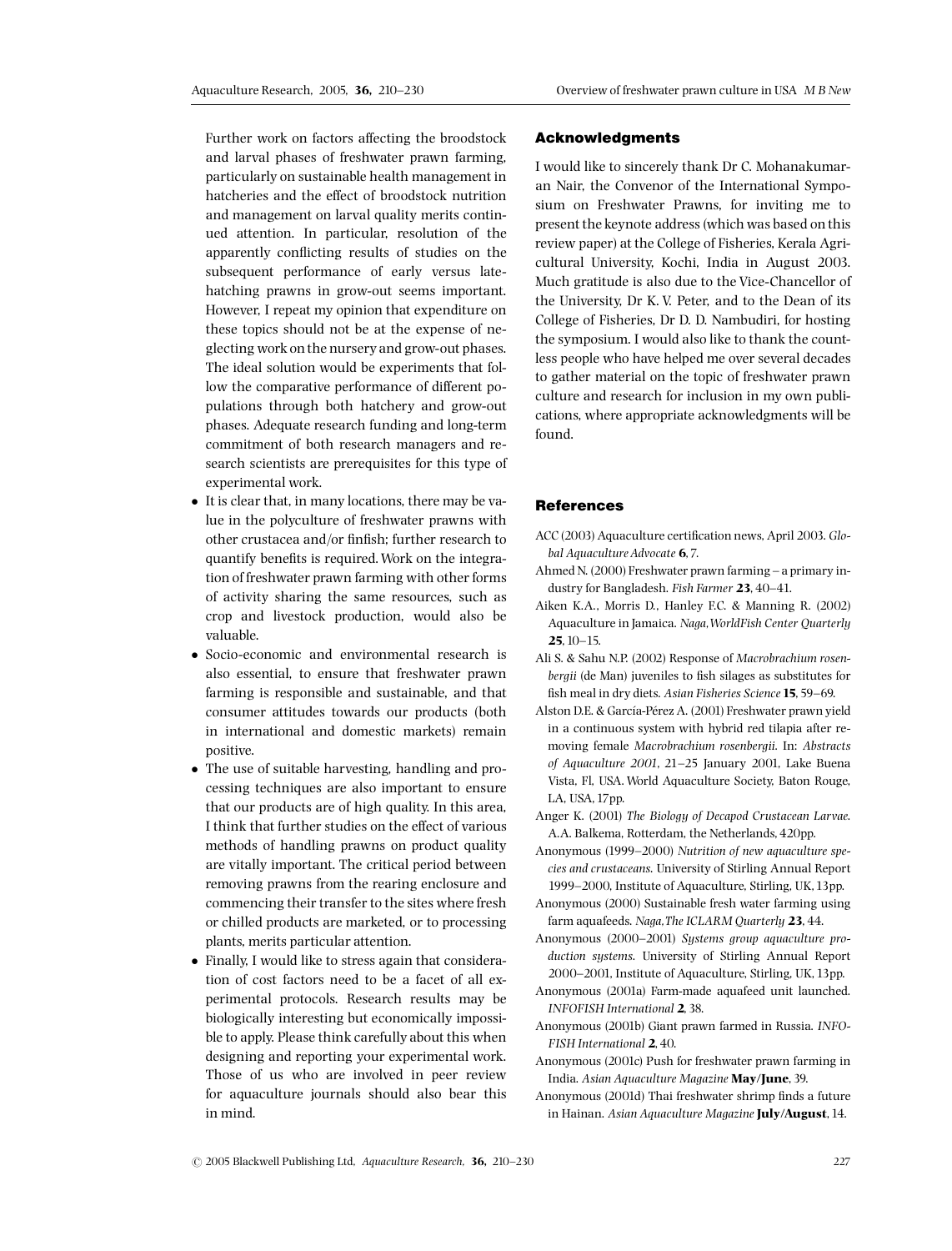Further work on factors affecting the broodstock and larval phases of freshwater prawn farming, particularly on sustainable health management in hatcheries and the effect of broodstock nutrition and management on larval quality merits continued attention. In particular, resolution of the apparently conflicting results of studies on the subsequent performance of early versus late-hatching prawns in grow-out seems important. However, I repeat my opinion that expenditure on these topics should not be at the expense of neglecting work on the nursery and grow-out phases. The ideal solution would be experiments that follow the comparative performance of different populations through both hatchery and grow-out phases. Adequate research funding and long-term commitment of both research managers and research scientists are prerequisites for this type of experimental work.

- It is clear that, in many locations, there may be value in the polyculture of freshwater prawns with other crustacea and/or finfish; further research to quantify benefits is required. Work on the integration of freshwater prawn farming with other forms of activity sharing the same resources, such as crop and livestock production, would also be valuable.
- Socio-economic and environmental research is also essential, to ensure that freshwater prawn farming is responsible and sustainable, and that consumer attitudes towards our products (both in international and domestic markets) remain positive.
- The use of suitable harvesting, handling and processing techniques are also important to ensure that our products are of high quality. In this area, I think that further studies on the effect of various methods of handling prawns on product quality are vitally important. The critical period between removing prawns from the rearing enclosure and commencing their transfer to the sites where fresh or chilled products are marketed, or to processing plants, merits particular attention.
- Finally, I would like to stress again that consideration of cost factors need to be a facet of all experimental protocols. Research results may be biologically interesting but economically impossible to apply. Please think carefully about this when designing and reporting your experimental work. Those of us who are involved in peer review for aquaculture journals should also bear this in mind.

## Acknowledgments

I would like to sincerely thank Dr C. Mohanakumaran Nair, the Convenor of the International Symposium on Freshwater Prawns, for inviting me to present the keynote address (which was based on this review paper) at the College of Fisheries, Kerala Agricultural University, Kochi, India in August 2003. Much gratitude is also due to the Vice-Chancellor of the University, Dr K. V. Peter, and to the Dean of its College of Fisheries, Dr D. D. Nambudiri, for hosting the symposium. I would also like to thank the countless people who have helped me over several decades to gather material on the topic of freshwater prawn culture and research for inclusion in my own publications, where appropriate acknowledgments will be found.

## References

ACC (2003) Aquaculture certification news, April 2003. *Global Aquaculture Advocate* **6**, 7.

Ahmed N. (2000) Freshwater prawn farming – a primary industry for Bangladesh. *Fish Farmer* **23**, 40–41.

Aiken K.A., Morris D., Hanley F.C. & Manning R. (2002) Aquaculture in Jamaica. *Naga, WorldFish Center Quarterly* **25**, 10–15.

Ali S. & Sahu N.P. (2002) Response of *Macrobrachium rosenbergii* (de Man) juveniles to fish silages as substitutes for fish meal in dry diets. *Asian Fisheries Science* **15**, 59–69.

Alston D.E. & García-Pérez A. (2001) Freshwater prawn yield in a continuous system with hybrid red tilapia after removing female *Macrobrachium rosenbergii*. In: *Abstracts of Aquaculture 2001*, 21–25 January 2001, Lake Buena Vista, Fl, USA. World Aquaculture Society, Baton Rouge, LA, USA, 17pp.

Anger K. (2001) *The Biology of Decapod Crustacean Larvae*. A.A. Balkema, Rotterdam, the Netherlands, 420pp.

Anonymous (1999–2000) *Nutrition of new aquaculture species and crustaceans*. University of Stirling Annual Report 1999–2000, Institute of Aquaculture, Stirling, UK, 13pp.

Anonymous (2000) Sustainable fresh water farming using farm aquafeeds. *Naga, The ICLARM Quarterly* **23**, 44.

Anonymous (2000–2001) *Systems group aquaculture production systems*. University of Stirling Annual Report 2000–2001, Institute of Aquaculture, Stirling, UK, 13pp.

Anonymous (2001a) Farm-made aquafeed unit launched. *INFOFISH International* **2**, 38.

Anonymous (2001b) Giant prawn farmed in Russia. *INFOFISH International* **2**, 40.

Anonymous (2001c) Push for freshwater prawn farming in India. *Asian Aquaculture Magazine* **May/June**, 39.

Anonymous (2001d) Thai freshwater shrimp finds a future in Hainan. *Asian Aquaculture Magazine* **July/August**, 14.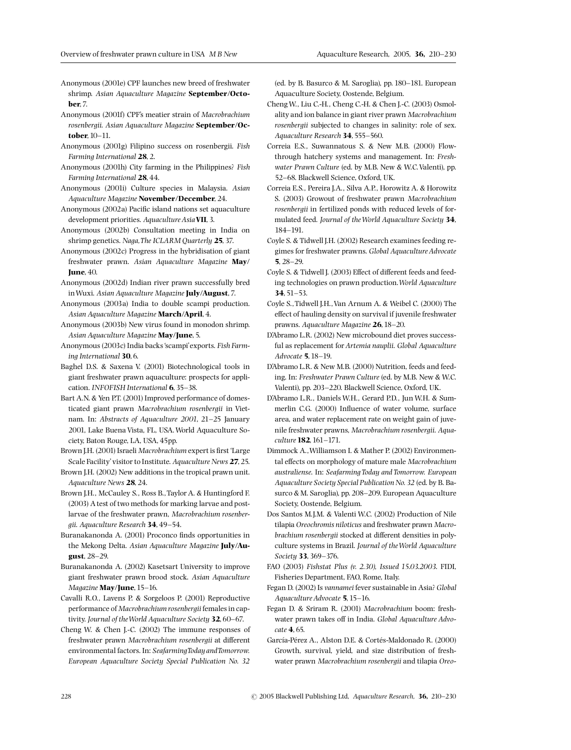Anonymous (2001e) CPF launches new breed of freshwater shrimp. *Asian Aquaculture Magazine* **September/October**, 7.

Anonymous (2001f) CPF's meatier strain of *Macrobrachium rosenbergii*. *Asian Aquaculture Magazine* **September/October**, 10–11.

Anonymous (2001g) Filipino success on rosenbergii. *Fish Farming International* **28**, 2.

Anonymous (2001h) City farming in the Philippines? *Fish Farming International* **28**, 44.

Anonymous (2001i) Culture species in Malaysia. *Asian Aquaculture Magazine* **November/December**, 24.

Anonymous (2002a) Pacific island nations set aquaculture development priorities. *Aquaculture Asia* **VII**, 3.

Anonymous (2002b) Consultation meeting in India on shrimp genetics. *Naga, The ICLARM Quarterly* **25**, 37.

Anonymous (2002c) Progress in the hybridisation of giant freshwater prawn. *Asian Aquaculture Magazine* **May/June**, 40.

Anonymous (2002d) Indian river prawn successfully bred in Wuxi. *Asian Aquaculture Magazine* **July/August**, 7.

Anonymous (2003a) India to double scampi production. *Asian Aquaculture Magazine* **March/April**, 4.

Anonymous (2003b) New virus found in monodon shrimp. *Asian Aquaculture Magazine* **May/June**, 5.

Anonymous (2003c) India backs 'scampi' exports. *Fish Farming International* **30**, 6.

Baghel D.S. & Saxena V. (2001) Biotechnological tools in giant freshwater prawn aquaculture: prospects for application. *INFOFISH International* **6**, 35–38.

Bart A.N. & Yen P.T. (2001) Improved performance of domesticated giant prawn *Macrobrachium rosenbergii* in Vietnam. In: *Abstracts of Aquaculture 2001*, 21–25 January 2001, Lake Buena Vista, FL, USA. World Aquaculture Society, Baton Rouge, LA, USA, 45pp.

Brown J.H. (2001) Israeli *Macrobrachium* expert is first 'Large Scale Facility' visitor to Institute. *Aquaculture News* **27**, 25.

Brown J.H. (2002) New additions in the tropical prawn unit. *Aquaculture News* **28**, 24.

Brown J.H., McCauley S., Ross B., Taylor A. & Huntingford F. (2003) A test of two methods for marking larvae and postlarvae of the freshwater prawn, *Macrobrachium rosenbergii*. *Aquaculture Research* **34**, 49–54.

Buranakanonda A. (2001) Proconco finds opportunities in the Mekong Delta. *Asian Aquaculture Magazine* **July/August**, 28–29.

Buranakanonda A. (2002) Kasetsart University to improve giant freshwater prawn brood stock. *Asian Aquaculture Magazine* **May/June**, 15–16.

Cavalli R.O., Lavens P. & Sorgeloos P. (2001) Reproductive performance of *Macrobrachium rosenbergii* females in captivity. *Journal of the World Aquaculture Society* **32**, 60–67.

Cheng W. & Chen J.-C. (2002) The immune responses of freshwater prawn *Macrobrachium rosenbergii* at different environmental factors. In: *Seafarming Today and Tomorrow. European Aquaculture Society Special Publication No. 32* (ed. by B. Basurco & M. Saroglia), pp. 180–181. European Aquaculture Society, Oostende, Belgium.

Cheng W., Liu C.-H., Cheng C.-H. & Chen J.-C. (2003) Osmolality and ion balance in giant river prawn *Macrobrachium rosenbergii* subjected to changes in salinity: role of sex. *Aquaculture Research* **34**, 555–560.

Correia E.S., Suwannatous S. & New M.B. (2000) Flow-through hatchery systems and management. In: *Freshwater Prawn Culture* (ed. by M.B. New & W.C. Valenti), pp. 52–68. Blackwell Science, Oxford, UK.

Correia E.S., Pereira J.A., Silva A.P., Horowitz A. & Horowitz S. (2003) Growout of freshwater prawn *Macrobrachium rosenbergii* in fertilized ponds with reduced levels of formulated feed. *Journal of the World Aquaculture Society* **34**, 184–191.

Coyle S. & Tidwell J.H. (2002) Research examines feeding regimes for freshwater prawns. *Global Aquaculture Advocate* **5**, 28–29.

Coyle S. & Tidwell J. (2003) Effect of different feeds and feeding technologies on prawn production. *World Aquaculture* **34**, 51–53.

Coyle S., Tidwell J.H., Van Arnum A. & Weibel C. (2000) The effect of hauling density on survival if juvenile freshwater prawns. *Aquaculture Magazine* **26**, 18–20.

D'Abramo L.R. (2002) New microbound diet proves successful as replacement for *Artemia nauplii*. *Global Aquaculture Advocate* **5**, 18–19.

D'Abramo L.R. & New M.B. (2000) Nutrition, feeds and feeding. In: *Freshwater Prawn Culture* (ed. by M.B. New & W.C. Valenti), pp. 203–220. Blackwell Science, Oxford, UK.

D'Abramo L.R., Daniels W.H., Gerard P.D., Jun W.H. & Summerlin C.G. (2000) Influence of water volume, surface area, and water replacement rate on weight gain of juvenile freshwater prawns, *Macrobrachium rosenbergii*. *Aquaculture* **182**, 161–171.

Dimmock A., Williamson I. & Mather P. (2002) Environmental effects on morphology of mature male *Macrobrachium australiense*. In: *Seafarming Today and Tomorrow. European Aquaculture Society Special Publication No. 32* (ed. by B. Basurco & M. Saroglia), pp. 208–209. European Aquaculture Society, Oostende, Belgium.

Dos Santos M.J.M. & Valenti W.C. (2002) Production of Nile tilapia *Oreochromis niloticus* and freshwater prawn *Macrobrachium rosenbergii* stocked at different densities in polyculture systems in Brazil. *Journal of the World Aquaculture Society* **33**, 369–376.

FAO (2003) *Fishstat Plus (v. 2.30), Issued 15.03.2003*. FIDI, Fisheries Department, FAO, Rome, Italy.

Fegan D. (2002) Is *vannamei* fever sustainable in Asia? *Global Aquaculture Advocate* **5**, 15–16.

Fegan D. & Sriram R. (2001) *Macrobrachium* boom: freshwater prawn takes off in India. *Global Aquaculture Advocate* **4**, 65.

García-Pérez A., Alston D.E. & Cortés-Maldonado R. (2000) Growth, survival, yield, and size distribution of freshwater prawn *Macrobrachium rosenbergii* and tilapia *Oreo-*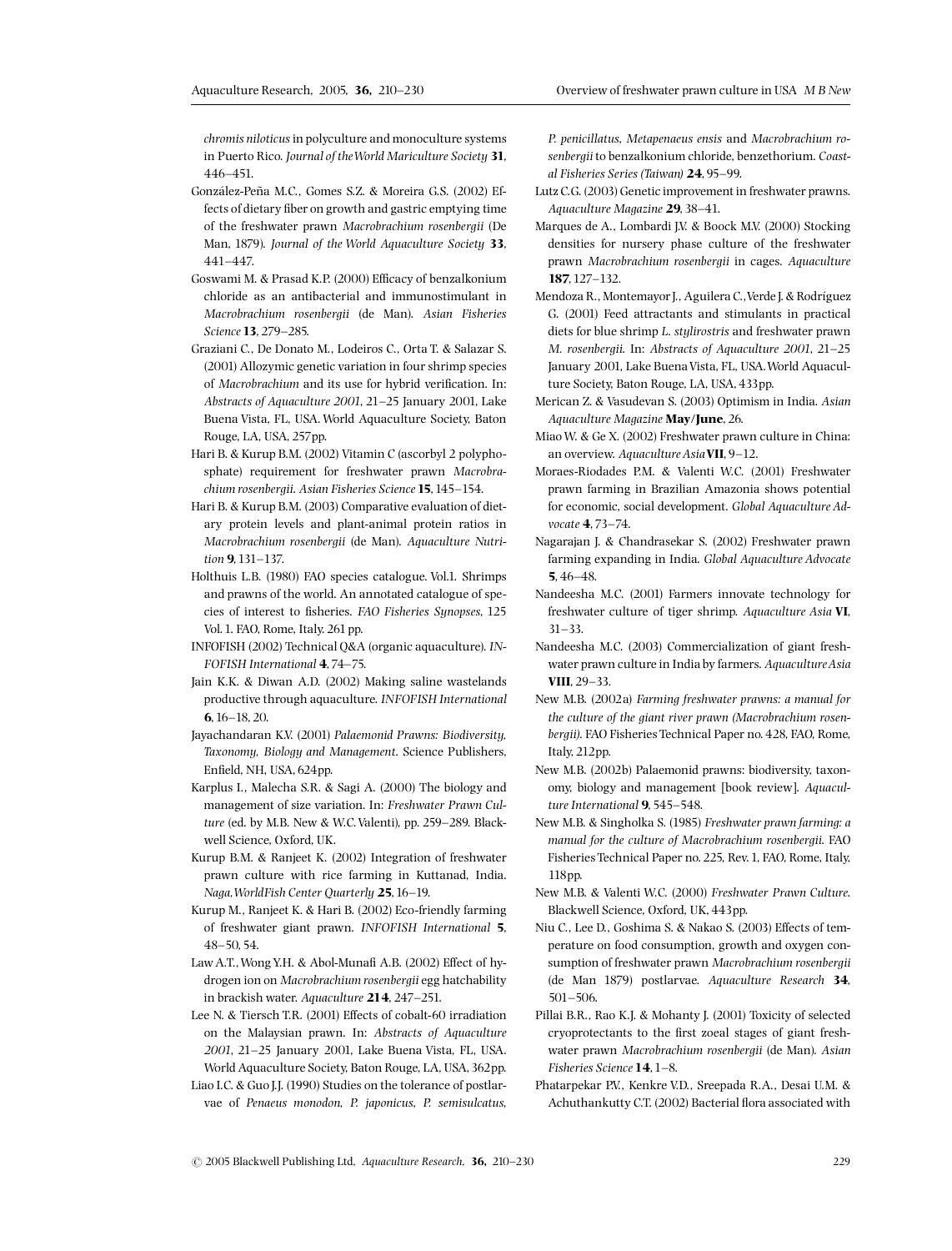*chromis niloticus* in polyculture and monoculture systems in Puerto Rico. *Journal of the World Mariculture Society* **31**, 446–451.

González-Peña M.C., Gomes S.Z. & Moreira G.S. (2002) Effects of dietary fiber on growth and gastric emptying time of the freshwater prawn *Macrobrachium rosenbergii* (De Man, 1879). *Journal of the World Aquaculture Society* **33**, 441–447.

Goswami M. & Prasad K.P. (2000) Efficacy of benzalkonium chloride as an antibacterial and immunostimulant in *Macrobrachium rosenbergii* (de Man). *Asian Fisheries Science* **13**, 279–285.

Graziani C., De Donato M., Lodeiros C., Orta T. & Salazar S. (2001) Allozymic genetic variation in four shrimp species of *Macrobrachium* and its use for hybrid verification. In: *Abstracts of Aquaculture 2001*, 21–25 January 2001, Lake Buena Vista, FL, USA. World Aquaculture Society, Baton Rouge, LA, USA, 257 pp.

Hari B. & Kurup B.M. (2002) Vitamin C (ascorbyl 2 polyphosphate) requirement for freshwater prawn *Macrobrachium rosenbergii*. *Asian Fisheries Science* **15**, 145–154.

Hari B. & Kurup B.M. (2003) Comparative evaluation of dietary protein levels and plant-animal protein ratios in *Macrobrachium rosenbergii* (de Man). *Aquaculture Nutrition* **9**, 131–137.

Holthuis L.B. (1980) FAO species catalogue. Vol.1. Shrimps and prawns of the world. An annotated catalogue of species of interest to fisheries. *FAO Fisheries Synopses*, 125 Vol. 1. FAO, Rome, Italy. 261 pp.

INFOFISH (2002) Technical Q&A (organic aquaculture). *INFOFISH International* **4**, 74–75.

Jain K.K. & Diwan A.D. (2002) Making saline wastelands productive through aquaculture. *INFOFISH International* **6**, 16–18, 20.

Jayachandaran K.V. (2001) *Palaemonid Prawns: Biodiversity, Taxonomy, Biology and Management*. Science Publishers, Enfield, NH, USA, 624 pp.

Karplus I., Malecha S.R. & Sagi A. (2000) The biology and management of size variation. In: *Freshwater Prawn Culture* (ed. by M.B. New & W.C. Valenti), pp. 259–289. Blackwell Science, Oxford, UK.

Kurup B.M. & Ranjeet K. (2002) Integration of freshwater prawn culture with rice farming in Kuttanad, India. *Naga, WorldFish Center Quarterly* **25**, 16–19.

Kurup M., Ranjeet K. & Hari B. (2002) Eco-friendly farming of freshwater giant prawn. *INFOFISH International* **5**, 48–50, 54.

Law A.T., Wong Y.H. & Abol-Munafi A.B. (2002) Effect of hydrogen ion on *Macrobrachium rosenbergii* egg hatchability in brackish water. *Aquaculture* **214**, 247–251.

Lee N. & Tiersch T.R. (2001) Effects of cobalt-60 irradiation on the Malaysian prawn. In: *Abstracts of Aquaculture 2001*, 21–25 January 2001, Lake Buena Vista, FL, USA. World Aquaculture Society, Baton Rouge, LA, USA, 362 pp.

Liao I.C. & Guo J.J. (1990) Studies on the tolerance of postlarvae of *Penaeus monodon, P. japonicus, P. semisulcatus, P. penicillatus, Metapenaeus ensis* and *Macrobrachium rosenbergii* to benzalkonium chloride, benzethorium. *Coastal Fisheries Series (Taiwan)* **24**, 95–99.

Lutz C.G. (2003) Genetic improvement in freshwater prawns. *Aquaculture Magazine* **29**, 38–41.

Marques de A., Lombardi J.V. & Boock M.V. (2000) Stocking densities for nursery phase culture of the freshwater prawn *Macrobrachium rosenbergii* in cages. *Aquaculture* **187**, 127–132.

Mendoza R., Montemayor J., Aguilera C., Verde J. & Rodríguez G. (2001) Feed attractants and stimulants in practical diets for blue shrimp *L. stylirostris* and freshwater prawn *M. rosenbergii*. In: *Abstracts of Aquaculture 2001*, 21–25 January 2001, Lake Buena Vista, FL, USA. World Aquaculture Society, Baton Rouge, LA, USA, 433 pp.

Merican Z. & Vasudevan S. (2003) Optimism in India. *Asian Aquaculture Magazine* **May/June**, 26.

Miao W. & Ge X. (2002) Freshwater prawn culture in China: an overview. *Aquaculture Asia* **VII**, 9–12.

Moraes-Riodades P.M. & Valenti W.C. (2001) Freshwater prawn farming in Brazilian Amazonia shows potential for economic, social development. *Global Aquaculture Advocate* **4**, 73–74.

Nagarajan J. & Chandrasekar S. (2002) Freshwater prawn farming expanding in India. *Global Aquaculture Advocate* **5**, 46–48.

Nandeesha M.C. (2001) Farmers innovate technology for freshwater culture of tiger shrimp. *Aquaculture Asia* **VI**, 31–33.

Nandeesha M.C. (2003) Commercialization of giant freshwater prawn culture in India by farmers. *Aquaculture Asia* **VIII**, 29–33.

New M.B. (2002a) *Farming freshwater prawns: a manual for the culture of the giant river prawn (Macrobrachium rosenbergii)*. FAO Fisheries Technical Paper no. 428, FAO, Rome, Italy, 212 pp.

New M.B. (2002b) Palaemonid prawns: biodiversity, taxonomy, biology and management [book review]. *Aquaculture International* **9**, 545–548.

New M.B. & Singholka S. (1985) *Freshwater prawn farming: a manual for the culture of Macrobrachium rosenbergii*. FAO Fisheries Technical Paper no. 225, Rev. 1, FAO, Rome, Italy, 118 pp.

New M.B. & Valenti W.C. (2000) *Freshwater Prawn Culture*. Blackwell Science, Oxford, UK, 443 pp.

Niu C., Lee D., Goshima S. & Nakao S. (2003) Effects of temperature on food consumption, growth and oxygen consumption of freshwater prawn *Macrobrachium rosenbergii* (de Man 1879) postlarvae. *Aquaculture Research* **34**, 501–506.

Pillai B.R., Rao K.J. & Mohanty J. (2001) Toxicity of selected cryoprotectants to the first zoeal stages of giant freshwater prawn *Macrobrachium rosenbergii* (de Man). *Asian Fisheries Science* **14**, 1–8.

Phatarpekar P.V., Kenkre V.D., Sreepada R.A., Desai U.M. & Achuthankutty C.T. (2002) Bacterial flora associated with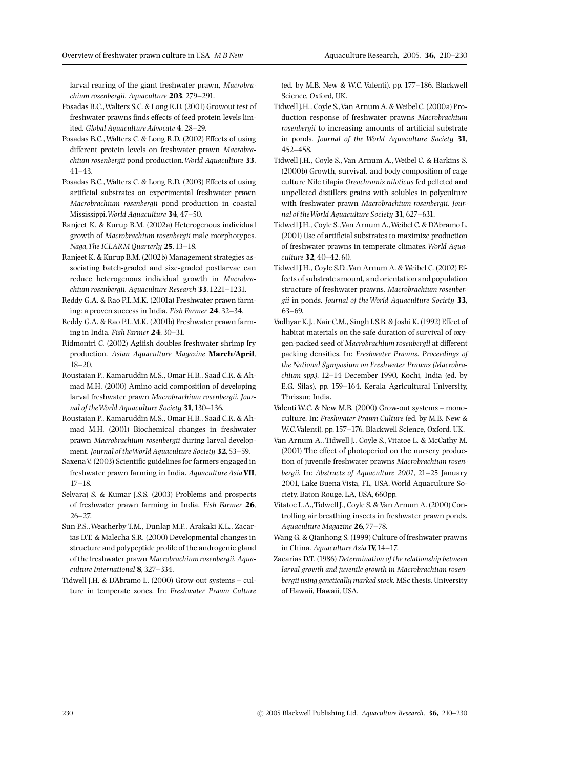larval rearing of the giant freshwater prawn, *Macrobrachium rosenbergii*. *Aquaculture* **203**, 279–291.

Posadas B.C., Walters S.C. & Long R.D. (2001) Growout test of freshwater prawns finds effects of feed protein levels limited. *Global Aquaculture Advocate* **4**, 28–29.

Posadas B.C., Walters C. & Long R.D. (2002) Effects of using different protein levels on freshwater prawn *Macrobrachium rosenbergii* pond production. *World Aquaculture* **33**, 41–43.

Posadas B.C., Walters C. & Long R.D. (2003) Effects of using artificial substrates on experimental freshwater prawn *Macrobrachium rosenbergii* pond production in coastal Mississippi. *World Aquaculture* **34**, 47–50.

Ranjeet K. & Kurup B.M. (2002a) Heterogenous individual growth of *Macrobrachium rosenbergii* male morphotypes. *Naga, The ICLARM Quarterly* **25**, 13–18.

Ranjeet K. & Kurup B.M. (2002b) Management strategies associating batch-graded and size-graded postlarvae can reduce heterogenous individual growth in *Macrobrachium rosenbergii*. *Aquaculture Research* **33**, 1221–1231.

Reddy G.A. & Rao P.L.M.K. (2001a) Freshwater prawn farming: a proven success in India. *Fish Farmer* **24**, 32–34.

Reddy G.A. & Rao P.L.M.K. (2001b) Freshwater prawn farming in India. *Fish Farmer* **24**, 30–31.

Ridmontri C. (2002) Agifish doubles freshwater shrimp fry production. *Asian Aquaculture Magazine* **March/April**, 18–20.

Roustaian P., Kamaruddin M.S., Omar H.B., Saad C.R. & Ahmad M.H. (2000) Amino acid composition of developing larval freshwater prawn *Macrobrachium rosenbergii*. *Journal of the World Aquaculture Society* **31**, 130–136.

Roustaian P., Kamaruddin M.S., Omar H.B., Saad C.R. & Ahmad M.H. (2001) Biochemical changes in freshwater prawn *Macrobrachium rosenbergii* during larval development. *Journal of the World Aquaculture Society* **32**, 53–59.

Saxena V. (2003) Scientific guidelines for farmers engaged in freshwater prawn farming in India. *Aquaculture Asia* **VII**, 17–18.

Selvaraj S. & Kumar J.S.S. (2003) Problems and prospects of freshwater prawn farming in India. *Fish Farmer* **26**, 26–27.

Sun P.S., Weatherby T.M., Dunlap M.F., Arakaki K.L., Zacarias D.T. & Malecha S.R. (2000) Developmental changes in structure and polypeptide profile of the androgenic gland of the freshwater prawn *Macrobrachium rosenbergii*. *Aquaculture International* **8**, 327–334.

Tidwell J.H. & D'Abramo L. (2000) Grow-out systems – culture in temperate zones. In: *Freshwater Prawn Culture* (ed. by M.B. New & W.C. Valenti), pp. 177–186. Blackwell Science, Oxford, UK.

Tidwell J.H., Coyle S., Van Arnum A. & Weibel C. (2000a) Production response of freshwater prawns *Macrobrachium rosenbergii* to increasing amounts of artificial substrate in ponds. *Journal of the World Aquaculture Society* **31**, 452–458.

Tidwell J.H., Coyle S., Van Arnum A., Weibel C. & Harkins S. (2000b) Growth, survival, and body composition of cage culture Nile tilapia *Oreochromis niloticus* fed pelleted and unpelleted distillers grains with solubles in polyculture with freshwater prawn *Macrobrachium rosenbergii*. *Journal of the World Aquaculture Society* **31**, 627–631.

Tidwell J.H., Coyle S., Van Arnum A., Weibel C. & D'Abramo L. (2001) Use of artificial substrates to maximize production of freshwater prawns in temperate climates. *World Aquaculture* **32**, 40–42, 60.

Tidwell J.H., Coyle S.D., Van Arnum A. & Weibel C. (2002) Effects of substrate amount, and orientation and population structure of freshwater prawns, *Macrobrachium rosenbergii* in ponds. *Journal of the World Aquaculture Society* **33**, 63–69.

Vadhyar K.J., Nair C.M., Singh I.S.B. & Joshi K. (1992) Effect of habitat materials on the safe duration of survival of oxygen-packed seed of *Macrobrachium rosenbergii* at different packing densities. In: *Freshwater Prawns. Proceedings of the National Symposium on Freshwater Prawns (Macrobrachium spp.)*, 12–14 December 1990, Kochi, India (ed. by E.G. Silas), pp. 159–164. Kerala Agricultural University, Thrissur, India.

Valenti W.C. & New M.B. (2000) Grow-out systems – monoculture. In: *Freshwater Prawn Culture* (ed. by M.B. New & W.C. Valenti), pp. 157–176. Blackwell Science, Oxford, UK.

Van Arnum A., Tidwell J., Coyle S., Vitatoe L. & McCathy M. (2001) The effect of photoperiod on the nursery production of juvenile freshwater prawns *Macrobrachium rosenbergii*. In: *Abstracts of Aquaculture 2001*, 21–25 January 2001, Lake Buena Vista, FL, USA. World Aquaculture Society, Baton Rouge, LA, USA, 660pp.

Vitatoe L.A., Tidwell J., Coyle S. & Van Arnum A. (2000) Controlling air breathing insects in freshwater prawn ponds. *Aquaculture Magazine* **26**, 77–78.

Wang G. & Qianhong S. (1999) Culture of freshwater prawns in China. *Aquaculture Asia* **IV**, 14–17.

Zacarias D.T. (1986) *Determination of the relationship between larval growth and juvenile growth in Macrobrachium rosenbergii using genetically marked stock*. MSc thesis, University of Hawaii, Hawaii, USA.